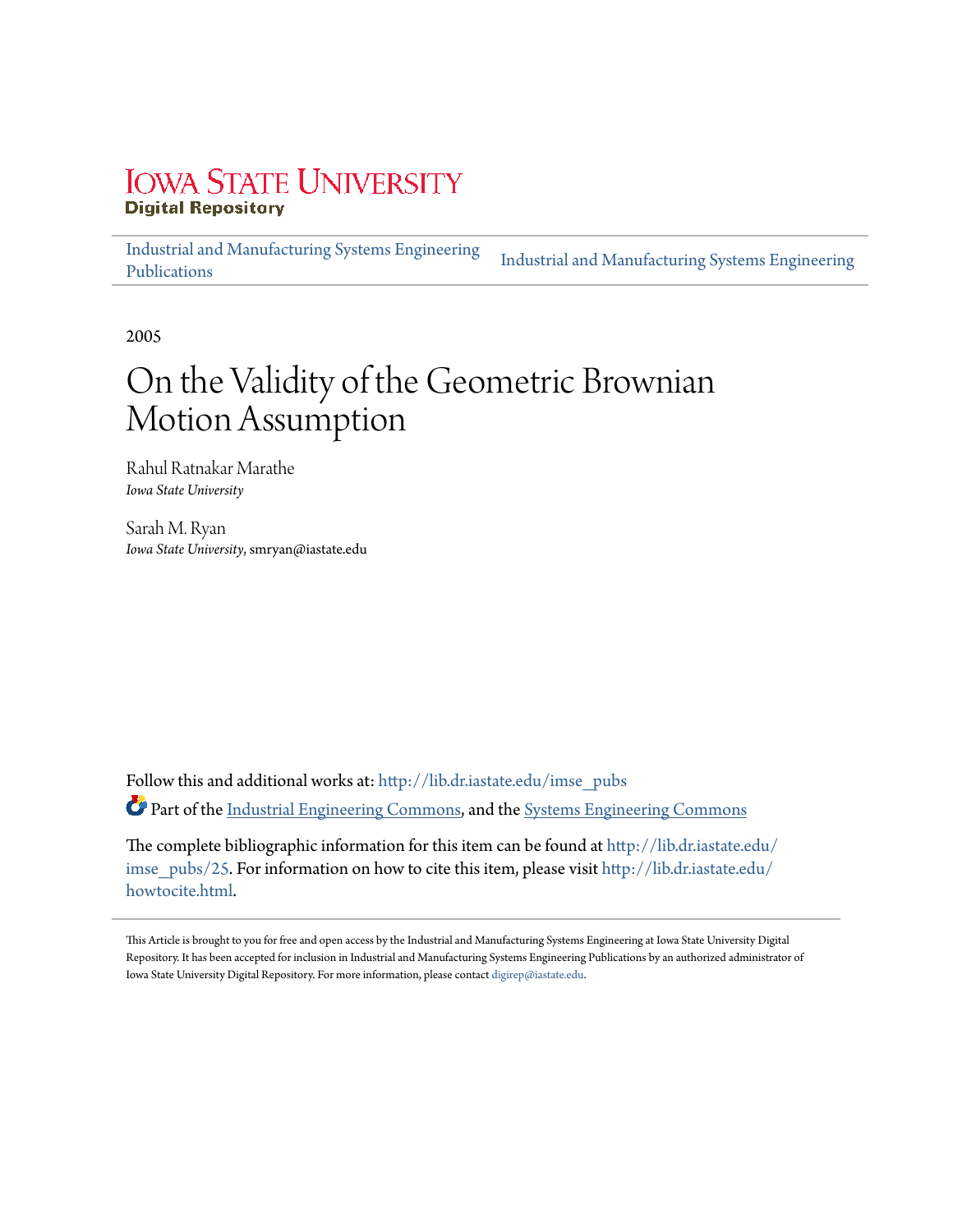Iowa State University
Digital Repository

Industrial and Manufacturing Systems Engineering Publications | Industrial and Manufacturing Systems Engineering

2005

# On the Validity of the Geometric Brownian Motion Assumption

Rahul Ratnakar Marathe
*Iowa State University*

Sarah M. Ryan
*Iowa State University*, smryan@iastate.edu

Follow this and additional works at: http://lib.dr.iastate.edu/imse_pubs

Part of the Industrial Engineering Commons, and the Systems Engineering Commons

The complete bibliographic information for this item can be found at http://lib.dr.iastate.edu/imse_pubs/25. For information on how to cite this item, please visit http://lib.dr.iastate.edu/howtocite.html.

This Article is brought to you for free and open access by the Industrial and Manufacturing Systems Engineering at Iowa State University Digital Repository. It has been accepted for inclusion in Industrial and Manufacturing Systems Engineering Publications by an authorized administrator of Iowa State University Digital Repository. For more information, please contact digirep@iastate.edu.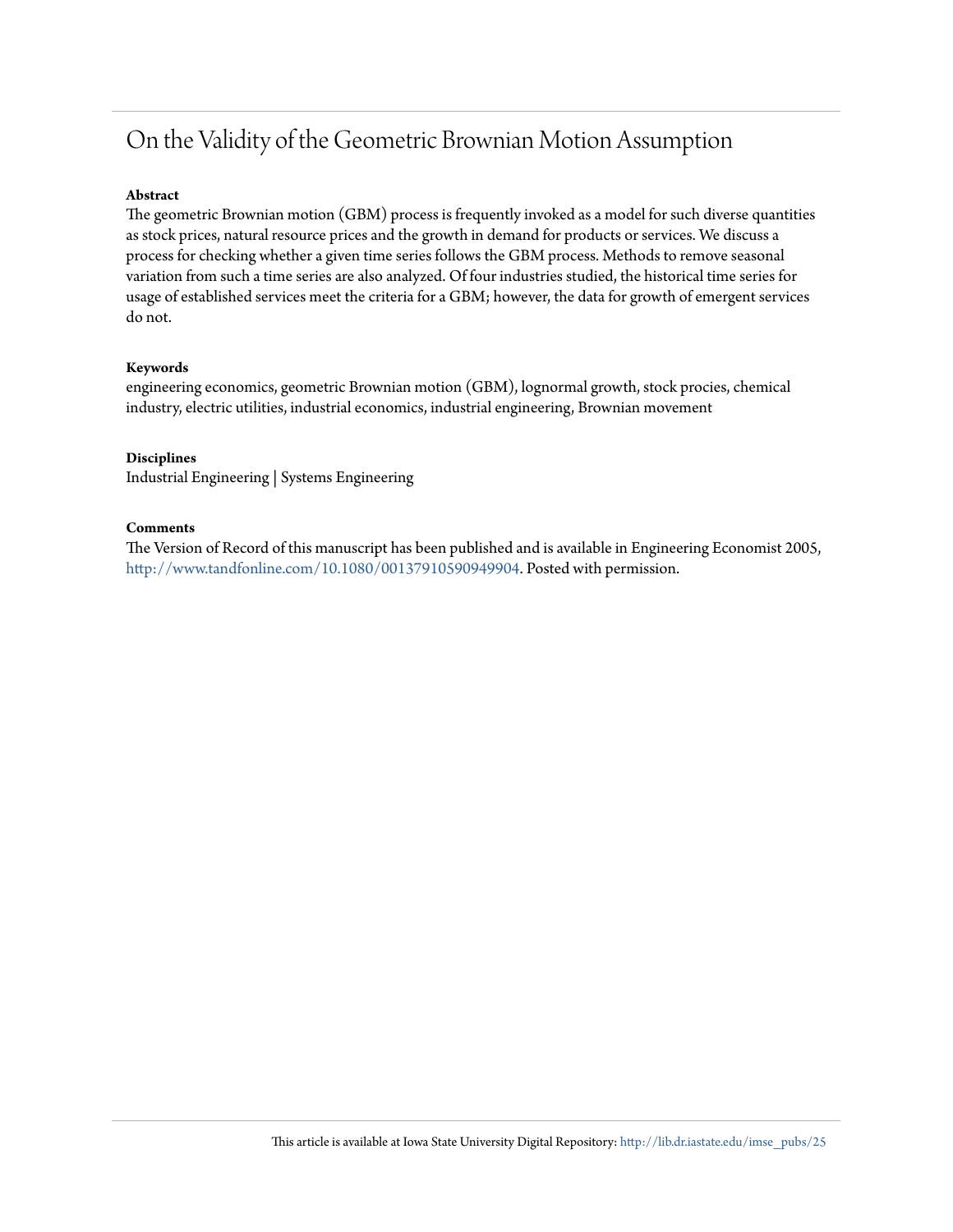# On the Validity of the Geometric Brownian Motion Assumption

**Abstract**

The geometric Brownian motion (GBM) process is frequently invoked as a model for such diverse quantities as stock prices, natural resource prices and the growth in demand for products or services. We discuss a process for checking whether a given time series follows the GBM process. Methods to remove seasonal variation from such a time series are also analyzed. Of four industries studied, the historical time series for usage of established services meet the criteria for a GBM; however, the data for growth of emergent services do not.

**Keywords**

engineering economics, geometric Brownian motion (GBM), lognormal growth, stock procies, chemical industry, electric utilities, industrial economics, industrial engineering, Brownian movement

**Disciplines**

Industrial Engineering | Systems Engineering

**Comments**

The Version of Record of this manuscript has been published and is available in Engineering Economist 2005, http://www.tandfonline.com/10.1080/00137910590949904. Posted with permission.

This article is available at Iowa State University Digital Repository: http://lib.dr.iastate.edu/imse_pubs/25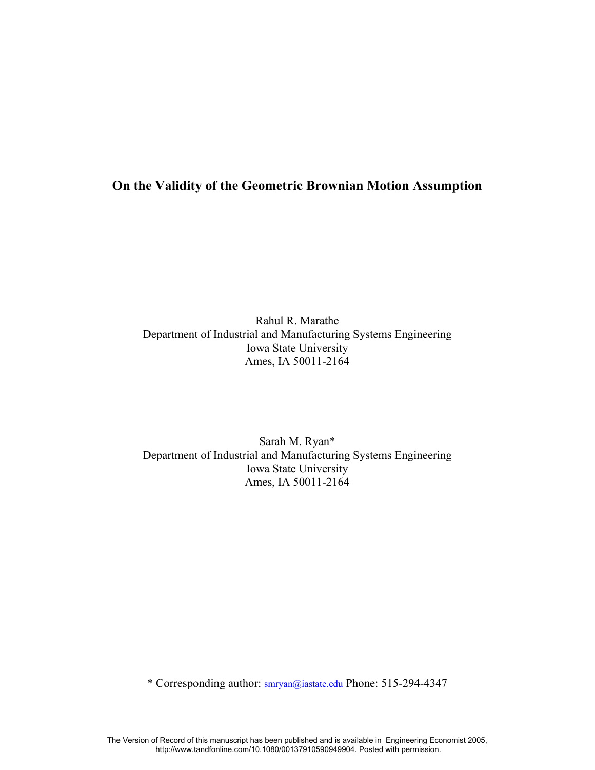# On the Validity of the Geometric Brownian Motion Assumption

Rahul R. Marathe
Department of Industrial and Manufacturing Systems Engineering
Iowa State University
Ames, IA 50011-2164

Sarah M. Ryan*
Department of Industrial and Manufacturing Systems Engineering
Iowa State University
Ames, IA 50011-2164

* Corresponding author: smryan@iastate.edu Phone: 515-294-4347

The Version of Record of this manuscript has been published and is available in Engineering Economist 2005, http://www.tandfonline.com/10.1080/00137910590949904. Posted with permission.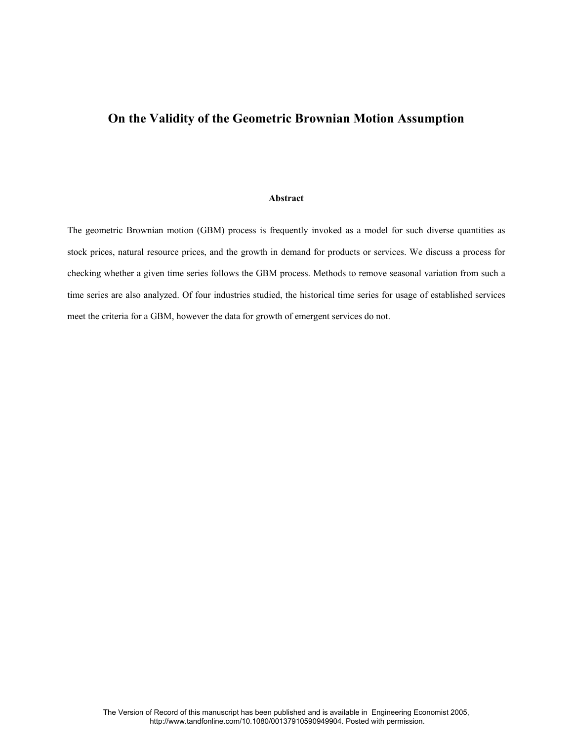# On the Validity of the Geometric Brownian Motion Assumption

### Abstract

The geometric Brownian motion (GBM) process is frequently invoked as a model for such diverse quantities as stock prices, natural resource prices, and the growth in demand for products or services. We discuss a process for checking whether a given time series follows the GBM process. Methods to remove seasonal variation from such a time series are also analyzed. Of four industries studied, the historical time series for usage of established services meet the criteria for a GBM, however the data for growth of emergent services do not.

The Version of Record of this manuscript has been published and is available in Engineering Economist 2005, http://www.tandfonline.com/10.1080/00137910590949904. Posted with permission.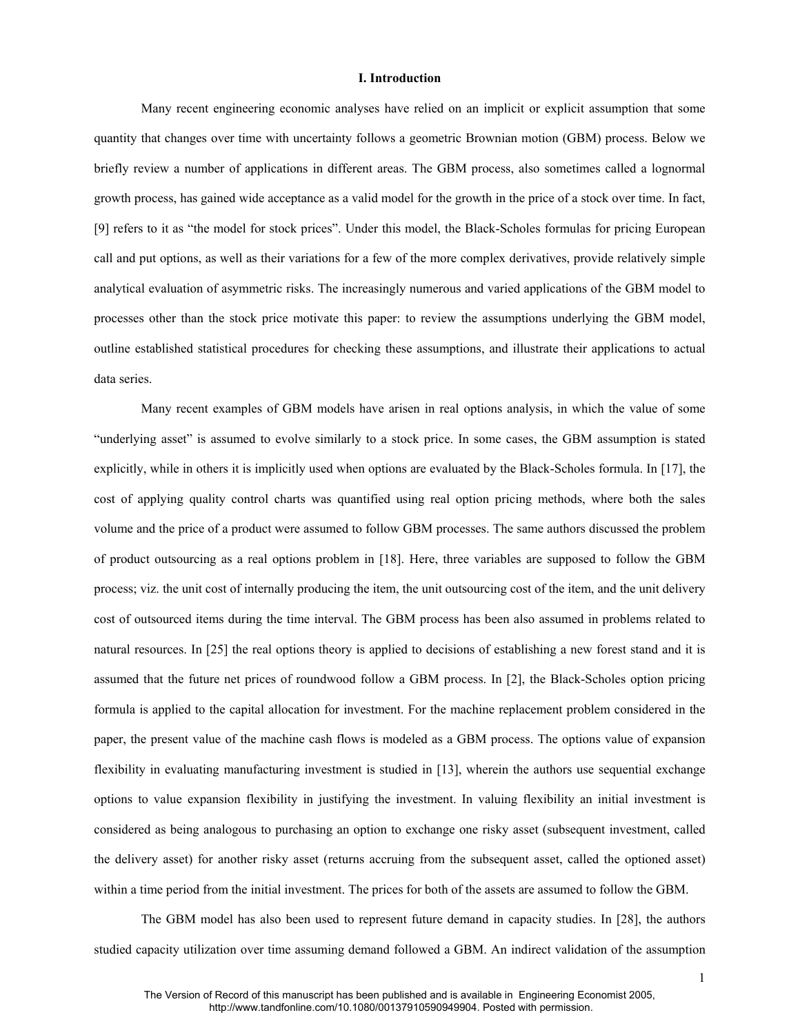## I. Introduction

Many recent engineering economic analyses have relied on an implicit or explicit assumption that some quantity that changes over time with uncertainty follows a geometric Brownian motion (GBM) process. Below we briefly review a number of applications in different areas. The GBM process, also sometimes called a lognormal growth process, has gained wide acceptance as a valid model for the growth in the price of a stock over time. In fact, [9] refers to it as "the model for stock prices". Under this model, the Black-Scholes formulas for pricing European call and put options, as well as their variations for a few of the more complex derivatives, provide relatively simple analytical evaluation of asymmetric risks. The increasingly numerous and varied applications of the GBM model to processes other than the stock price motivate this paper: to review the assumptions underlying the GBM model, outline established statistical procedures for checking these assumptions, and illustrate their applications to actual data series.

Many recent examples of GBM models have arisen in real options analysis, in which the value of some "underlying asset" is assumed to evolve similarly to a stock price. In some cases, the GBM assumption is stated explicitly, while in others it is implicitly used when options are evaluated by the Black-Scholes formula. In [17], the cost of applying quality control charts was quantified using real option pricing methods, where both the sales volume and the price of a product were assumed to follow GBM processes. The same authors discussed the problem of product outsourcing as a real options problem in [18]. Here, three variables are supposed to follow the GBM process; viz. the unit cost of internally producing the item, the unit outsourcing cost of the item, and the unit delivery cost of outsourced items during the time interval. The GBM process has been also assumed in problems related to natural resources. In [25] the real options theory is applied to decisions of establishing a new forest stand and it is assumed that the future net prices of roundwood follow a GBM process. In [2], the Black-Scholes option pricing formula is applied to the capital allocation for investment. For the machine replacement problem considered in the paper, the present value of the machine cash flows is modeled as a GBM process. The options value of expansion flexibility in evaluating manufacturing investment is studied in [13], wherein the authors use sequential exchange options to value expansion flexibility in justifying the investment. In valuing flexibility an initial investment is considered as being analogous to purchasing an option to exchange one risky asset (subsequent investment, called the delivery asset) for another risky asset (returns accruing from the subsequent asset, called the optioned asset) within a time period from the initial investment. The prices for both of the assets are assumed to follow the GBM.

The GBM model has also been used to represent future demand in capacity studies. In [28], the authors studied capacity utilization over time assuming demand followed a GBM. An indirect validation of the assumption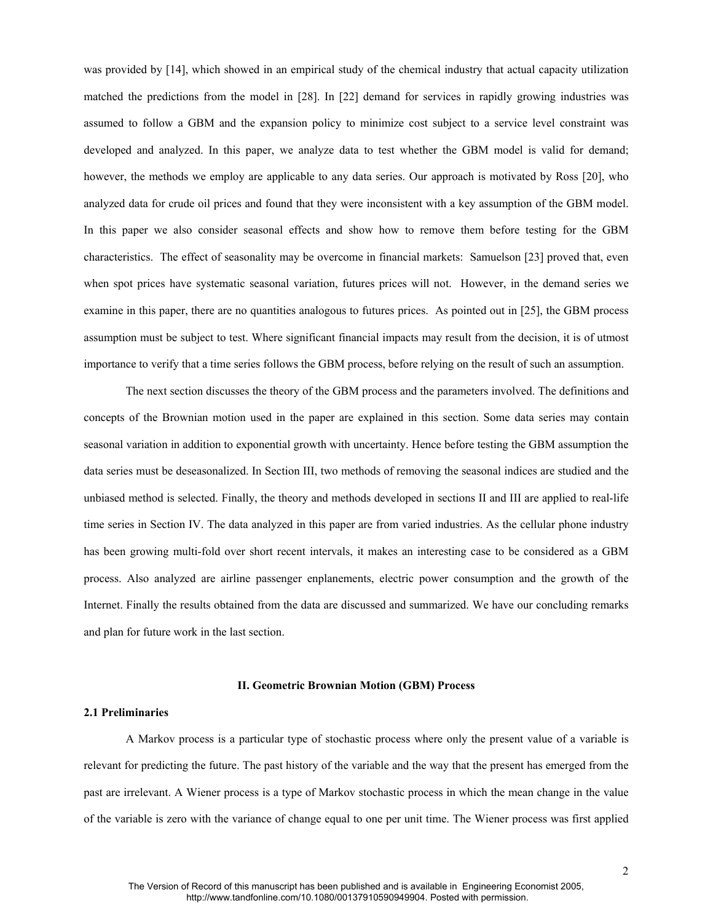was provided by [14], which showed in an empirical study of the chemical industry that actual capacity utilization matched the predictions from the model in [28]. In [22] demand for services in rapidly growing industries was assumed to follow a GBM and the expansion policy to minimize cost subject to a service level constraint was developed and analyzed. In this paper, we analyze data to test whether the GBM model is valid for demand; however, the methods we employ are applicable to any data series. Our approach is motivated by Ross [20], who analyzed data for crude oil prices and found that they were inconsistent with a key assumption of the GBM model. In this paper we also consider seasonal effects and show how to remove them before testing for the GBM characteristics. The effect of seasonality may be overcome in financial markets: Samuelson [23] proved that, even when spot prices have systematic seasonal variation, futures prices will not. However, in the demand series we examine in this paper, there are no quantities analogous to futures prices. As pointed out in [25], the GBM process assumption must be subject to test. Where significant financial impacts may result from the decision, it is of utmost importance to verify that a time series follows the GBM process, before relying on the result of such an assumption.

The next section discusses the theory of the GBM process and the parameters involved. The definitions and concepts of the Brownian motion used in the paper are explained in this section. Some data series may contain seasonal variation in addition to exponential growth with uncertainty. Hence before testing the GBM assumption the data series must be deseasonalized. In Section III, two methods of removing the seasonal indices are studied and the unbiased method is selected. Finally, the theory and methods developed in sections II and III are applied to real-life time series in Section IV. The data analyzed in this paper are from varied industries. As the cellular phone industry has been growing multi-fold over short recent intervals, it makes an interesting case to be considered as a GBM process. Also analyzed are airline passenger enplanements, electric power consumption and the growth of the Internet. Finally the results obtained from the data are discussed and summarized. We have our concluding remarks and plan for future work in the last section.

## II. Geometric Brownian Motion (GBM) Process

### 2.1 Preliminaries

A Markov process is a particular type of stochastic process where only the present value of a variable is relevant for predicting the future. The past history of the variable and the way that the present has emerged from the past are irrelevant. A Wiener process is a type of Markov stochastic process in which the mean change in the value of the variable is zero with the variance of change equal to one per unit time. The Wiener process was first applied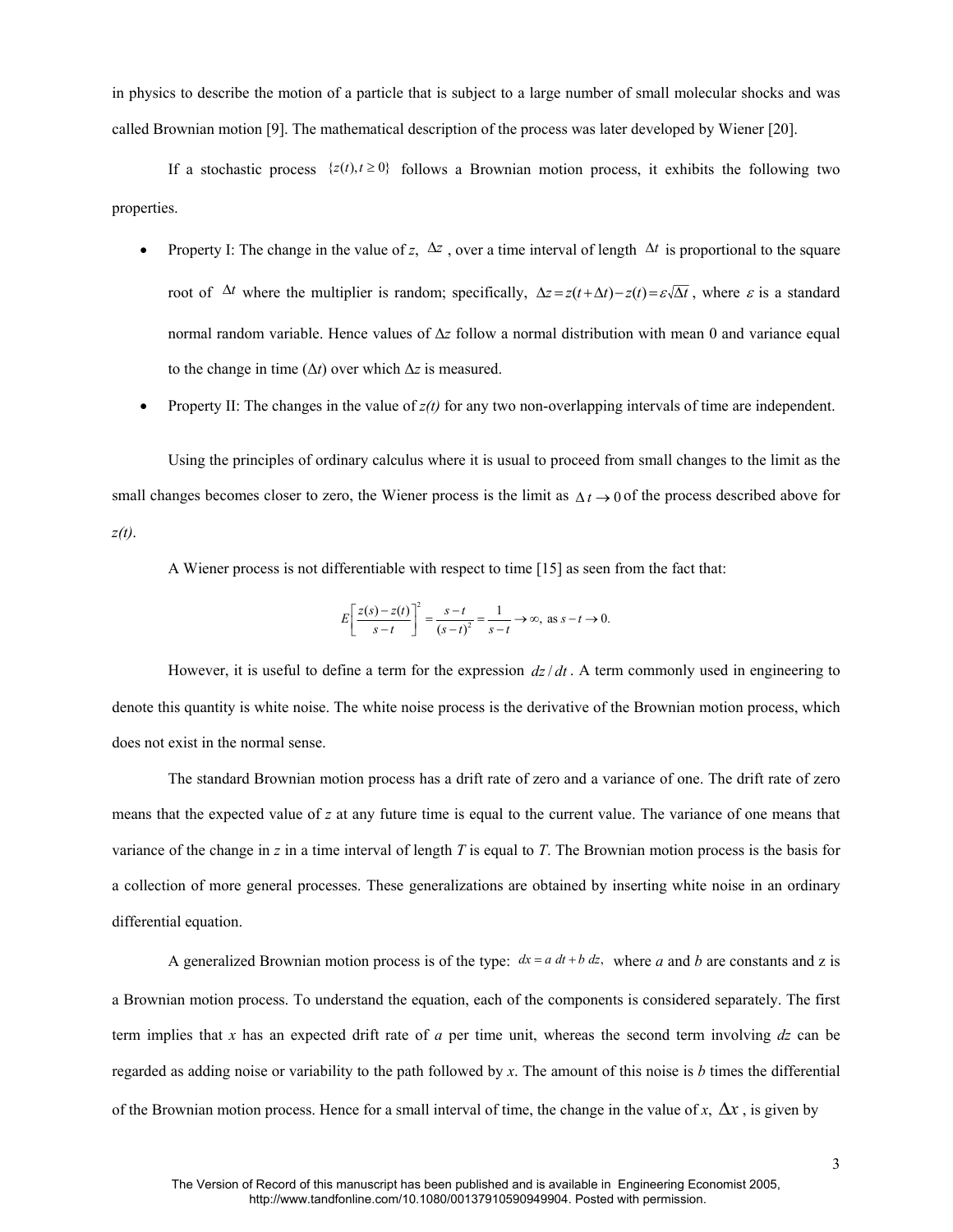in physics to describe the motion of a particle that is subject to a large number of small molecular shocks and was called Brownian motion [9]. The mathematical description of the process was later developed by Wiener [20].

If a stochastic process $\{z(t), t \geq 0\}$ follows a Brownian motion process, it exhibits the following two properties.

- Property I: The change in the value of *z*, $\Delta z$, over a time interval of length $\Delta t$ is proportional to the square root of $\Delta t$ where the multiplier is random; specifically, $\Delta z = z(t+\Delta t) - z(t) = \varepsilon\sqrt{\Delta t}$, where $\varepsilon$ is a standard normal random variable. Hence values of $\Delta z$ follow a normal distribution with mean 0 and variance equal to the change in time ($\Delta t$) over which $\Delta z$ is measured.
- Property II: The changes in the value of *z(t)* for any two non-overlapping intervals of time are independent.

Using the principles of ordinary calculus where it is usual to proceed from small changes to the limit as the small changes becomes closer to zero, the Wiener process is the limit as $\Delta t \to 0$ of the process described above for *z(t)*.

A Wiener process is not differentiable with respect to time [15] as seen from the fact that:

$$E\left[\frac{z(s)-z(t)}{s-t}\right]^2 = \frac{s-t}{(s-t)^2} = \frac{1}{s-t} \to \infty, \text{ as } s-t \to 0.$$

However, it is useful to define a term for the expression $dz/dt$. A term commonly used in engineering to denote this quantity is white noise. The white noise process is the derivative of the Brownian motion process, which does not exist in the normal sense.

The standard Brownian motion process has a drift rate of zero and a variance of one. The drift rate of zero means that the expected value of *z* at any future time is equal to the current value. The variance of one means that variance of the change in *z* in a time interval of length *T* is equal to *T*. The Brownian motion process is the basis for a collection of more general processes. These generalizations are obtained by inserting white noise in an ordinary differential equation.

A generalized Brownian motion process is of the type: $dx = a\,dt + b\,dz,$ where *a* and *b* are constants and z is a Brownian motion process. To understand the equation, each of the components is considered separately. The first term implies that *x* has an expected drift rate of *a* per time unit, whereas the second term involving *dz* can be regarded as adding noise or variability to the path followed by *x*. The amount of this noise is *b* times the differential of the Brownian motion process. Hence for a small interval of time, the change in the value of *x*, $\Delta x$, is given by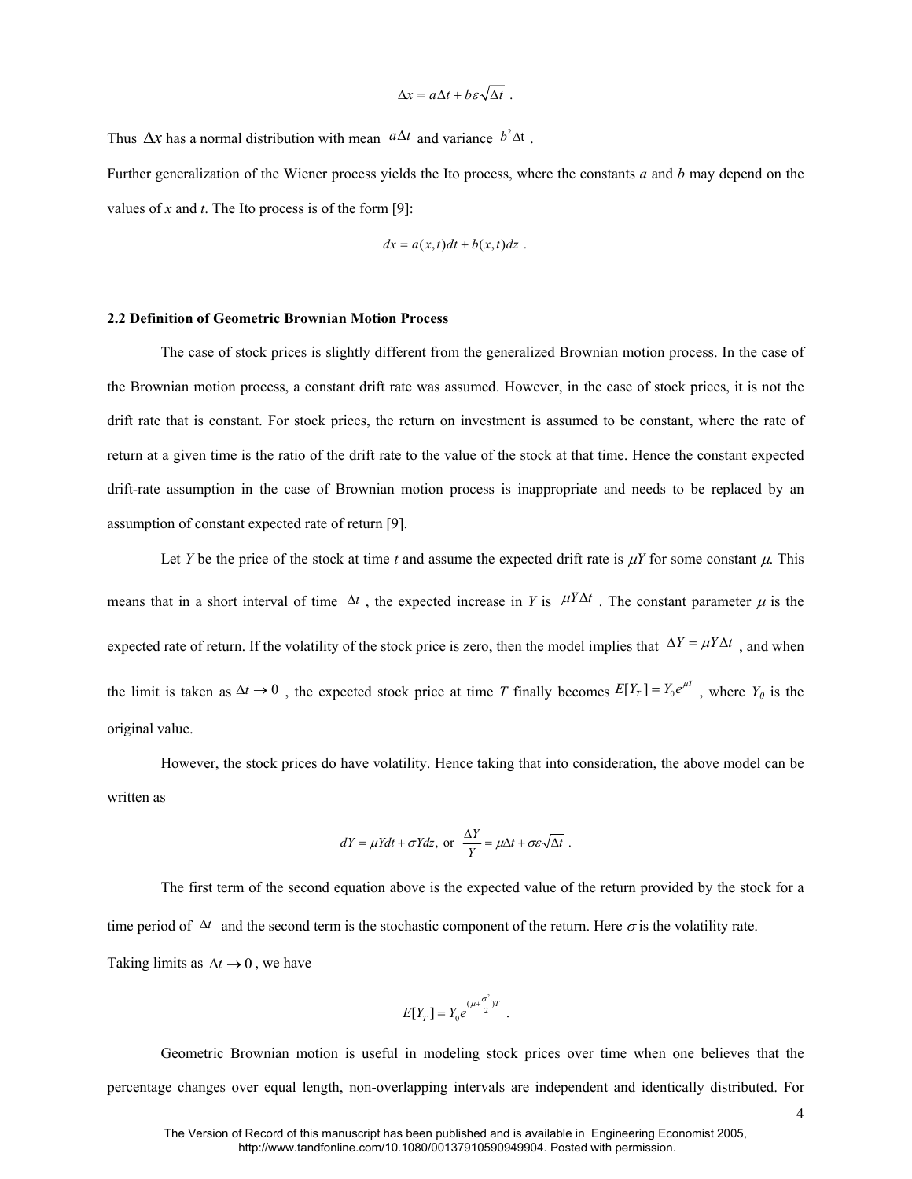$$\Delta x = a\Delta t + b\varepsilon\sqrt{\Delta t} \ .$$

Thus $\Delta x$ has a normal distribution with mean $a\Delta t$ and variance $b^2\Delta t$.

Further generalization of the Wiener process yields the Ito process, where the constants *a* and *b* may depend on the values of *x* and *t*. The Ito process is of the form [9]:

$$dx = a(x,t)dt + b(x,t)dz \ .$$

### 2.2 Definition of Geometric Brownian Motion Process

The case of stock prices is slightly different from the generalized Brownian motion process. In the case of the Brownian motion process, a constant drift rate was assumed. However, in the case of stock prices, it is not the drift rate that is constant. For stock prices, the return on investment is assumed to be constant, where the rate of return at a given time is the ratio of the drift rate to the value of the stock at that time. Hence the constant expected drift-rate assumption in the case of Brownian motion process is inappropriate and needs to be replaced by an assumption of constant expected rate of return [9].

Let $Y$ be the price of the stock at time $t$ and assume the expected drift rate is $\mu Y$ for some constant $\mu$. This means that in a short interval of time $\Delta t$, the expected increase in $Y$ is $\mu Y \Delta t$. The constant parameter $\mu$ is the expected rate of return. If the volatility of the stock price is zero, then the model implies that $\Delta Y = \mu Y \Delta t$, and when the limit is taken as $\Delta t \to 0$, the expected stock price at time $T$ finally becomes $E[Y_T] = Y_0 e^{\mu T}$, where $Y_0$ is the original value.

However, the stock prices do have volatility. Hence taking that into consideration, the above model can be written as

$$dY = \mu Y dt + \sigma Y dz, \text{ or } \frac{\Delta Y}{Y} = \mu\Delta t + \sigma\varepsilon\sqrt{\Delta t} \ .$$

The first term of the second equation above is the expected value of the return provided by the stock for a time period of $\Delta t$ and the second term is the stochastic component of the return. Here $\sigma$ is the volatility rate.

Taking limits as $\Delta t \to 0$, we have

$$E[Y_T] = Y_0 e^{(\mu + \frac{\sigma^2}{2})T} \ .$$

Geometric Brownian motion is useful in modeling stock prices over time when one believes that the percentage changes over equal length, non-overlapping intervals are independent and identically distributed. For

The Version of Record of this manuscript has been published and is available in Engineering Economist 2005, http://www.tandfonline.com/10.1080/00137910590949904. Posted with permission.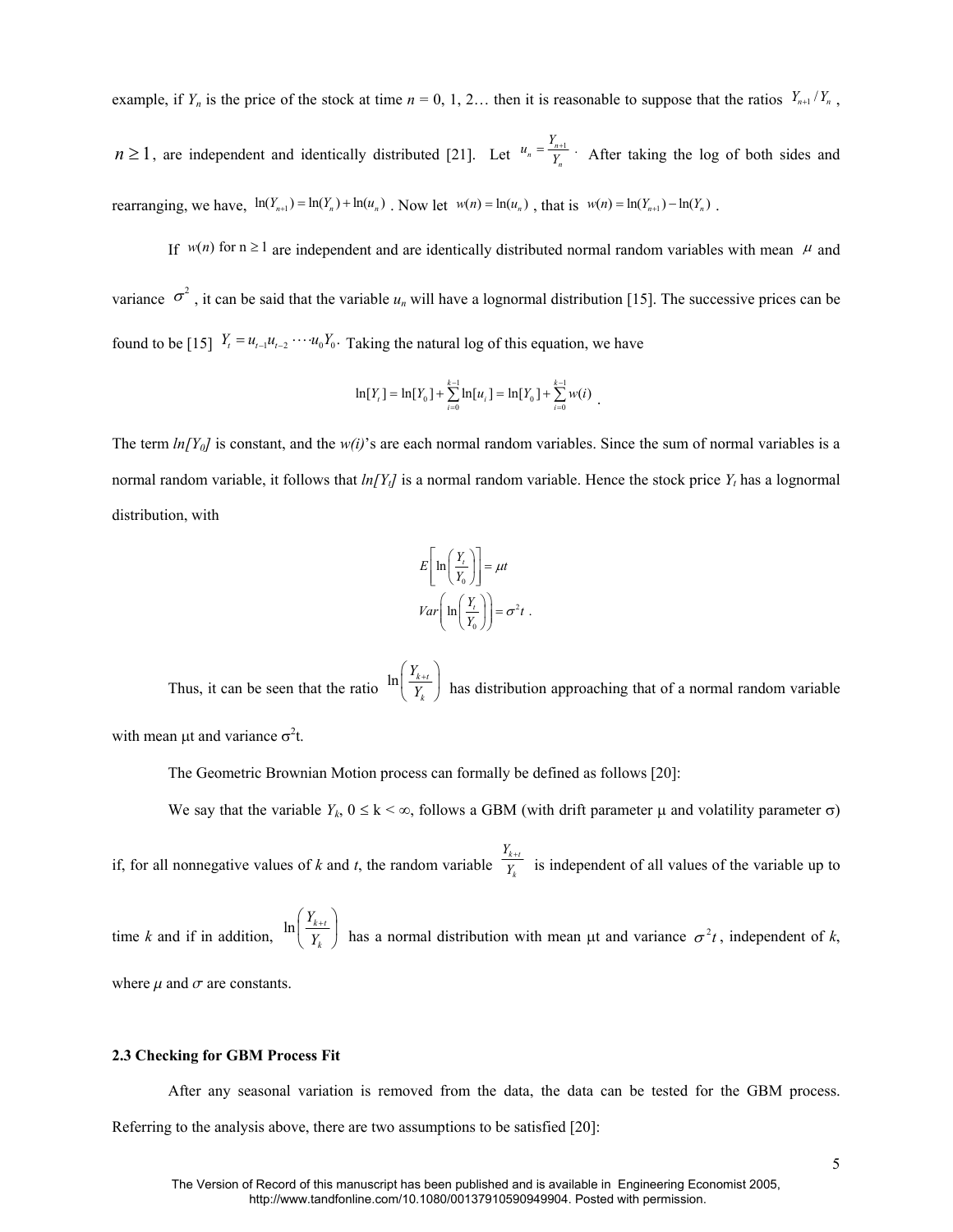example, if $Y_n$ is the price of the stock at time $n$ = 0, 1, 2… then it is reasonable to suppose that the ratios $Y_{n+1}/Y_n$, $n \geq 1$, are independent and identically distributed [21]. Let $u_n = \frac{Y_{n+1}}{Y_n}$. After taking the log of both sides and rearranging, we have, $\ln(Y_{n+1}) = \ln(Y_n) + \ln(u_n)$. Now let $w(n) = \ln(u_n)$, that is $w(n) = \ln(Y_{n+1}) - \ln(Y_n)$.

If $w(n)$ for $n \geq 1$ are independent and are identically distributed normal random variables with mean $\mu$ and variance $\sigma^2$, it can be said that the variable $u_n$ will have a lognormal distribution [15]. The successive prices can be found to be [15] $Y_t = u_{t-1}u_{t-2}\cdots u_0 Y_0$. Taking the natural log of this equation, we have

$$\ln[Y_t] = \ln[Y_0] + \sum_{i=0}^{k-1}\ln[u_i] = \ln[Y_0] + \sum_{i=0}^{k-1} w(i) \; .$$

The term $ln[Y_0]$ is constant, and the $w(i)$'s are each normal random variables. Since the sum of normal variables is a normal random variable, it follows that $ln[Y_t]$ is a normal random variable. Hence the stock price $Y_t$ has a lognormal distribution, with

$$E\left[\ln\left(\frac{Y_t}{Y_0}\right)\right] = \mu t$$

$$Var\left(\ln\left(\frac{Y_t}{Y_0}\right)\right) = \sigma^2 t \; .$$

Thus, it can be seen that the ratio $\ln\left(\frac{Y_{k+t}}{Y_k}\right)$ has distribution approaching that of a normal random variable with mean $\mu t$ and variance $\sigma^2 t$.

The Geometric Brownian Motion process can formally be defined as follows [20]:

We say that the variable $Y_k$, $0 \leq k < \infty$, follows a GBM (with drift parameter $\mu$ and volatility parameter $\sigma$) if, for all nonnegative values of $k$ and $t$, the random variable $\frac{Y_{k+t}}{Y_k}$ is independent of all values of the variable up to time $k$ and if in addition, $\ln\left(\frac{Y_{k+t}}{Y_k}\right)$ has a normal distribution with mean $\mu t$ and variance $\sigma^2 t$, independent of $k$, where $\mu$ and $\sigma$ are constants.

### 2.3 Checking for GBM Process Fit

After any seasonal variation is removed from the data, the data can be tested for the GBM process. Referring to the analysis above, there are two assumptions to be satisfied [20]:

The Version of Record of this manuscript has been published and is available in Engineering Economist 2005, http://www.tandfonline.com/10.1080/00137910590949904. Posted with permission.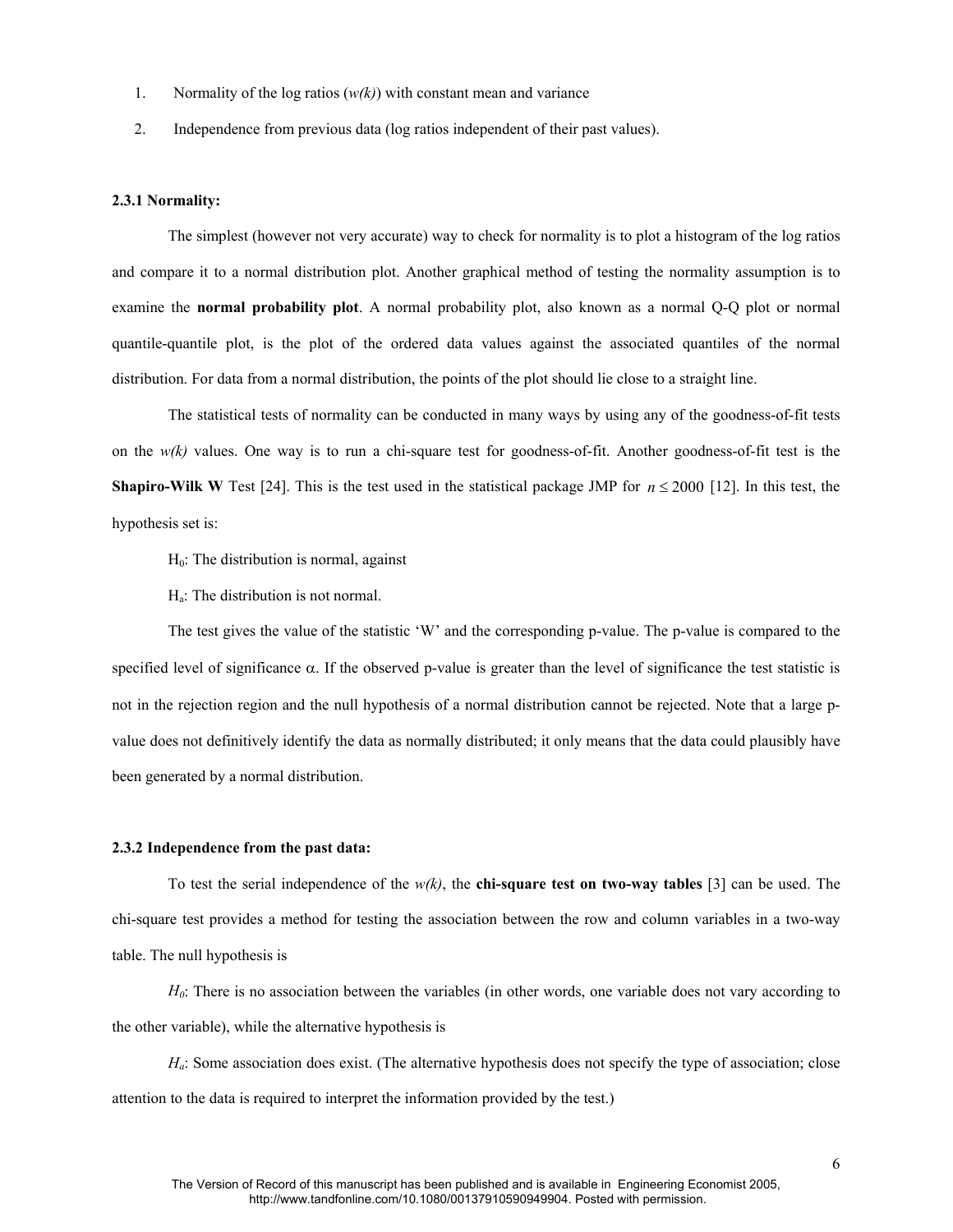1. Normality of the log ratios (*w(k)*) with constant mean and variance
2. Independence from previous data (log ratios independent of their past values).

### 2.3.1 Normality:

The simplest (however not very accurate) way to check for normality is to plot a histogram of the log ratios and compare it to a normal distribution plot. Another graphical method of testing the normality assumption is to examine the **normal probability plot**. A normal probability plot, also known as a normal Q-Q plot or normal quantile-quantile plot, is the plot of the ordered data values against the associated quantiles of the normal distribution. For data from a normal distribution, the points of the plot should lie close to a straight line.

The statistical tests of normality can be conducted in many ways by using any of the goodness-of-fit tests on the *w(k)* values. One way is to run a chi-square test for goodness-of-fit. Another goodness-of-fit test is the **Shapiro-Wilk W** Test [24]. This is the test used in the statistical package JMP for $n \leq 2000$ [12]. In this test, the hypothesis set is:

$H_0$: The distribution is normal, against

$H_a$: The distribution is not normal.

The test gives the value of the statistic 'W' and the corresponding p-value. The p-value is compared to the specified level of significance $\alpha$. If the observed p-value is greater than the level of significance the test statistic is not in the rejection region and the null hypothesis of a normal distribution cannot be rejected. Note that a large p-value does not definitively identify the data as normally distributed; it only means that the data could plausibly have been generated by a normal distribution.

### 2.3.2 Independence from the past data:

To test the serial independence of the *w(k)*, the **chi-square test on two-way tables** [3] can be used. The chi-square test provides a method for testing the association between the row and column variables in a two-way table. The null hypothesis is

$H_0$: There is no association between the variables (in other words, one variable does not vary according to the other variable), while the alternative hypothesis is

$H_a$: Some association does exist. (The alternative hypothesis does not specify the type of association; close attention to the data is required to interpret the information provided by the test.)

The Version of Record of this manuscript has been published and is available in Engineering Economist 2005, http://www.tandfonline.com/10.1080/00137910590949904. Posted with permission.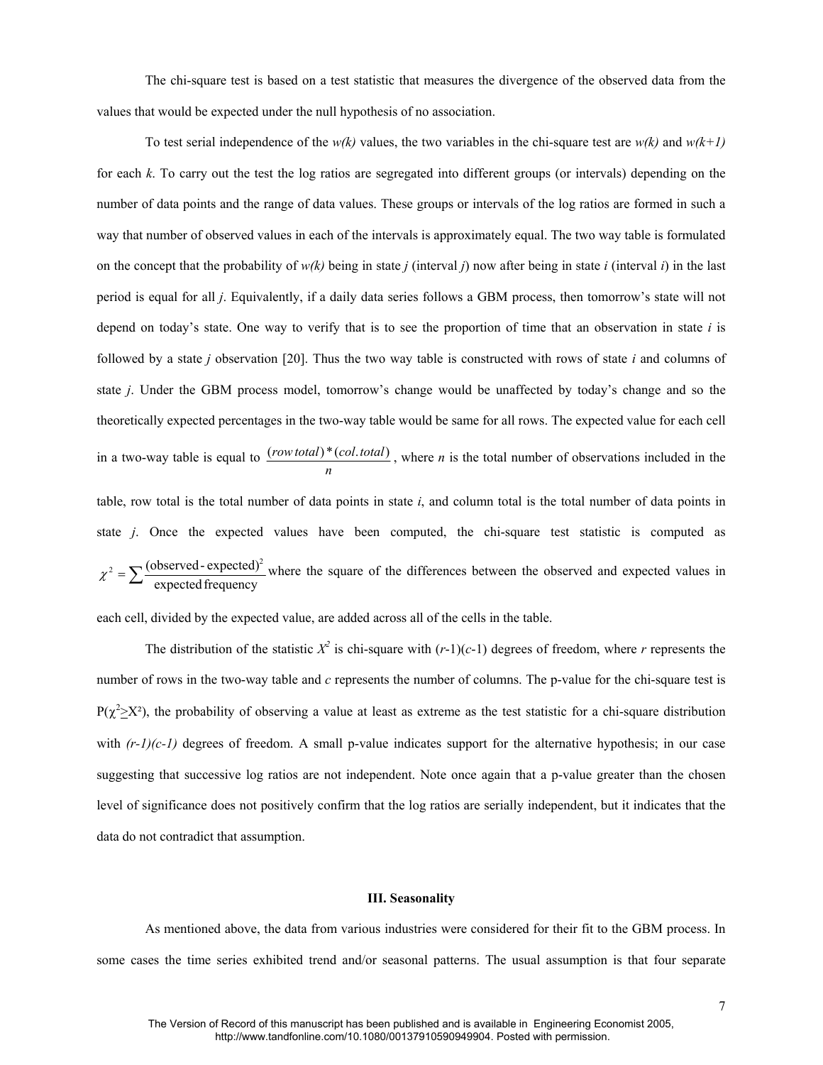The chi-square test is based on a test statistic that measures the divergence of the observed data from the values that would be expected under the null hypothesis of no association.

To test serial independence of the *w(k)* values, the two variables in the chi-square test are *w(k)* and *w(k+1)* for each *k*. To carry out the test the log ratios are segregated into different groups (or intervals) depending on the number of data points and the range of data values. These groups or intervals of the log ratios are formed in such a way that number of observed values in each of the intervals is approximately equal. The two way table is formulated on the concept that the probability of *w(k)* being in state *j* (interval *j*) now after being in state *i* (interval *i*) in the last period is equal for all *j*. Equivalently, if a daily data series follows a GBM process, then tomorrow's state will not depend on today's state. One way to verify that is to see the proportion of time that an observation in state *i* is followed by a state *j* observation [20]. Thus the two way table is constructed with rows of state *i* and columns of state *j*. Under the GBM process model, tomorrow's change would be unaffected by today's change and so the theoretically expected percentages in the two-way table would be same for all rows. The expected value for each cell in a two-way table is equal to $\frac{(row\,total)*(col.total)}{n}$, where *n* is the total number of observations included in the table, row total is the total number of data points in state *i*, and column total is the total number of data points in state *j*. Once the expected values have been computed, the chi-square test statistic is computed as $\chi^2 = \sum \frac{(\text{observed - expected})^2}{\text{expected frequency}}$ where the square of the differences between the observed and expected values in each cell, divided by the expected value, are added across all of the cells in the table.

The distribution of the statistic $X^2$ is chi-square with $(r-1)(c-1)$ degrees of freedom, where *r* represents the number of rows in the two-way table and *c* represents the number of columns. The p-value for the chi-square test is $P(\chi^2 \geq X^2)$, the probability of observing a value at least as extreme as the test statistic for a chi-square distribution with $(r-1)(c-1)$ degrees of freedom. A small p-value indicates support for the alternative hypothesis; in our case suggesting that successive log ratios are not independent. Note once again that a p-value greater than the chosen level of significance does not positively confirm that the log ratios are serially independent, but it indicates that the data do not contradict that assumption.

## III. Seasonality

As mentioned above, the data from various industries were considered for their fit to the GBM process. In some cases the time series exhibited trend and/or seasonal patterns. The usual assumption is that four separate

The Version of Record of this manuscript has been published and is available in Engineering Economist 2005, http://www.tandfonline.com/10.1080/00137910590949904. Posted with permission.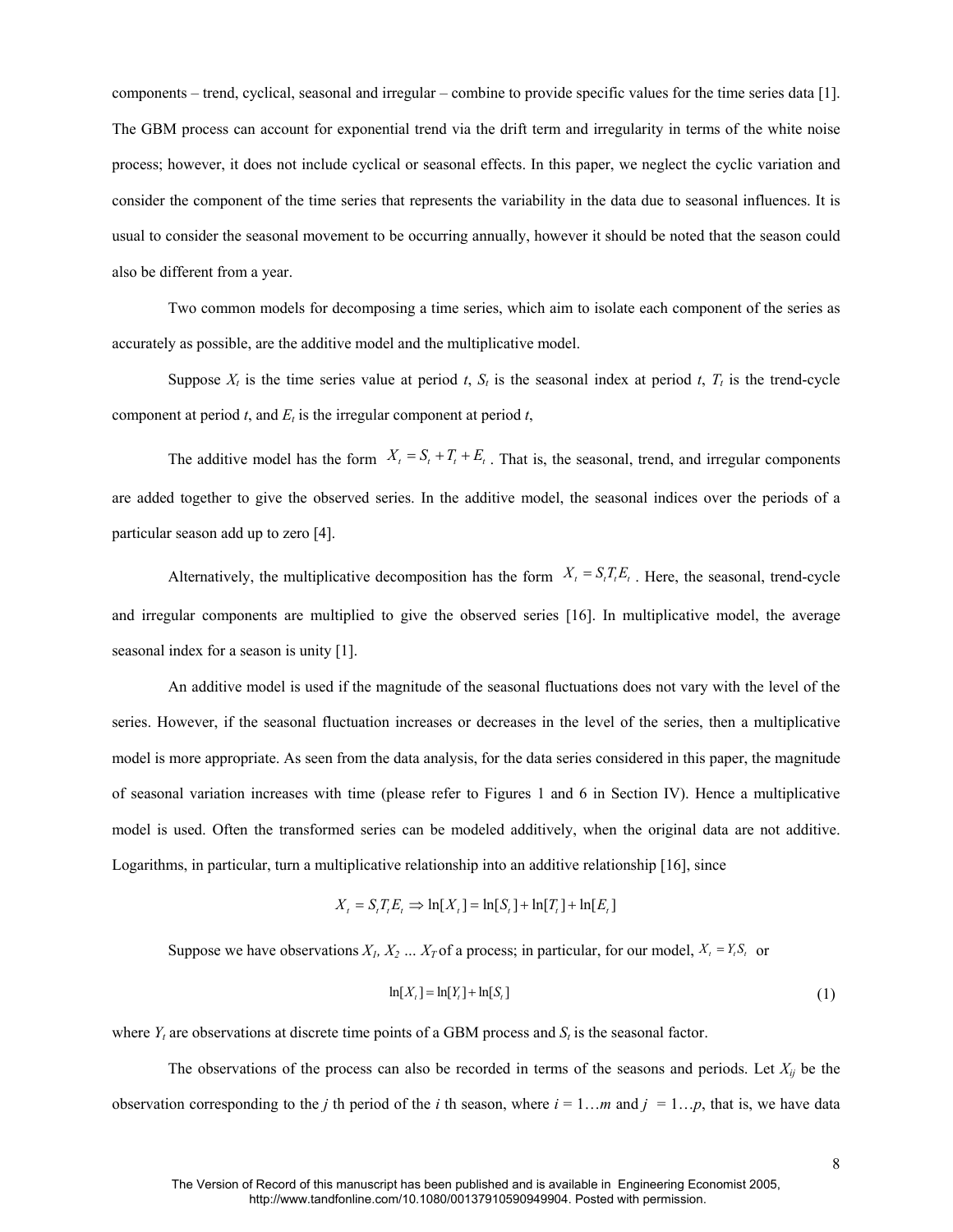components – trend, cyclical, seasonal and irregular – combine to provide specific values for the time series data [1]. The GBM process can account for exponential trend via the drift term and irregularity in terms of the white noise process; however, it does not include cyclical or seasonal effects. In this paper, we neglect the cyclic variation and consider the component of the time series that represents the variability in the data due to seasonal influences. It is usual to consider the seasonal movement to be occurring annually, however it should be noted that the season could also be different from a year.

Two common models for decomposing a time series, which aim to isolate each component of the series as accurately as possible, are the additive model and the multiplicative model.

Suppose $X_t$ is the time series value at period $t$, $S_t$ is the seasonal index at period $t$, $T_t$ is the trend-cycle component at period $t$, and $E_t$ is the irregular component at period $t$,

The additive model has the form $X_t = S_t + T_t + E_t$. That is, the seasonal, trend, and irregular components are added together to give the observed series. In the additive model, the seasonal indices over the periods of a particular season add up to zero [4].

Alternatively, the multiplicative decomposition has the form $X_t = S_t T_t E_t$. Here, the seasonal, trend-cycle and irregular components are multiplied to give the observed series [16]. In multiplicative model, the average seasonal index for a season is unity [1].

An additive model is used if the magnitude of the seasonal fluctuations does not vary with the level of the series. However, if the seasonal fluctuation increases or decreases in the level of the series, then a multiplicative model is more appropriate. As seen from the data analysis, for the data series considered in this paper, the magnitude of seasonal variation increases with time (please refer to Figures 1 and 6 in Section IV). Hence a multiplicative model is used. Often the transformed series can be modeled additively, when the original data are not additive. Logarithms, in particular, turn a multiplicative relationship into an additive relationship [16], since

$$X_t = S_t T_t E_t \Rightarrow \ln[X_t] = \ln[S_t] + \ln[T_t] + \ln[E_t]$$

Suppose we have observations $X_1, X_2 \ldots X_T$ of a process; in particular, for our model, $X_t = Y_t S_t$ or

$$\ln[X_t] = \ln[Y_t] + \ln[S_t] \tag{1}$$

where $Y_t$ are observations at discrete time points of a GBM process and $S_t$ is the seasonal factor.

The observations of the process can also be recorded in terms of the seasons and periods. Let $X_{ij}$ be the observation corresponding to the $j$ th period of the $i$ th season, where $i = 1 \ldots m$ and $j = 1 \ldots p$, that is, we have data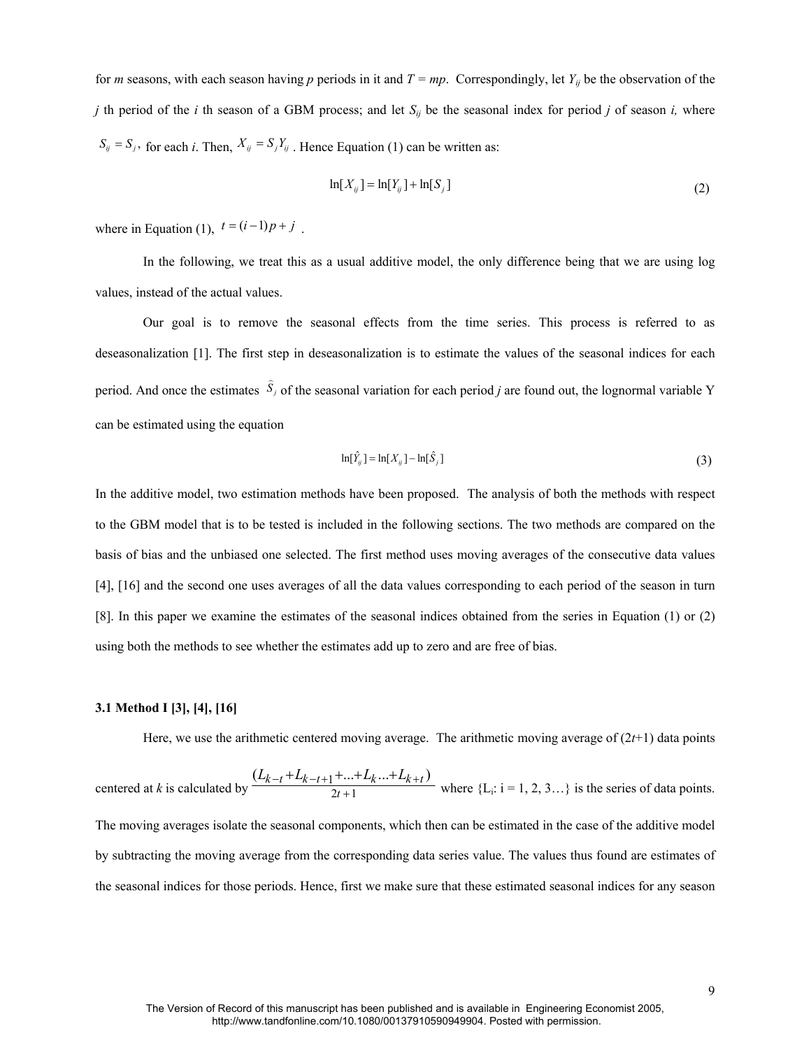for *m* seasons, with each season having *p* periods in it and $T = mp$. Correspondingly, let $Y_{ij}$ be the observation of the *j* th period of the *i* th season of a GBM process; and let $S_{ij}$ be the seasonal index for period *j* of season *i,* where $S_{ij} = S_j$, for each *i*. Then, $X_{ij} = S_j Y_{ij}$. Hence Equation (1) can be written as:

$$\ln[X_{ij}] = \ln[Y_{ij}] + \ln[S_j] \tag{2}$$

where in Equation (1), $t = (i-1)p + j$ .

In the following, we treat this as a usual additive model, the only difference being that we are using log values, instead of the actual values.

Our goal is to remove the seasonal effects from the time series. This process is referred to as deseasonalization [1]. The first step in deseasonalization is to estimate the values of the seasonal indices for each period. And once the estimates $\hat{S}_j$ of the seasonal variation for each period *j* are found out, the lognormal variable Y can be estimated using the equation

$$\ln[\hat{Y}_{ij}] = \ln[X_{ij}] - \ln[\hat{S}_j] \tag{3}$$

In the additive model, two estimation methods have been proposed. The analysis of both the methods with respect to the GBM model that is to be tested is included in the following sections. The two methods are compared on the basis of bias and the unbiased one selected. The first method uses moving averages of the consecutive data values [4], [16] and the second one uses averages of all the data values corresponding to each period of the season in turn [8]. In this paper we examine the estimates of the seasonal indices obtained from the series in Equation (1) or (2) using both the methods to see whether the estimates add up to zero and are free of bias.

### 3.1 Method I [3], [4], [16]

Here, we use the arithmetic centered moving average. The arithmetic moving average of (2*t*+1) data points centered at *k* is calculated by $\frac{(L_{k-t}+L_{k-t+1}+...+L_k...+L_{k+t})}{2t+1}$ where $\{L_i: i = 1, 2, 3\ldots\}$ is the series of data points. The moving averages isolate the seasonal components, which then can be estimated in the case of the additive model by subtracting the moving average from the corresponding data series value. The values thus found are estimates of the seasonal indices for those periods. Hence, first we make sure that these estimated seasonal indices for any season

The Version of Record of this manuscript has been published and is available in Engineering Economist 2005, http://www.tandfonline.com/10.1080/00137910590949904. Posted with permission.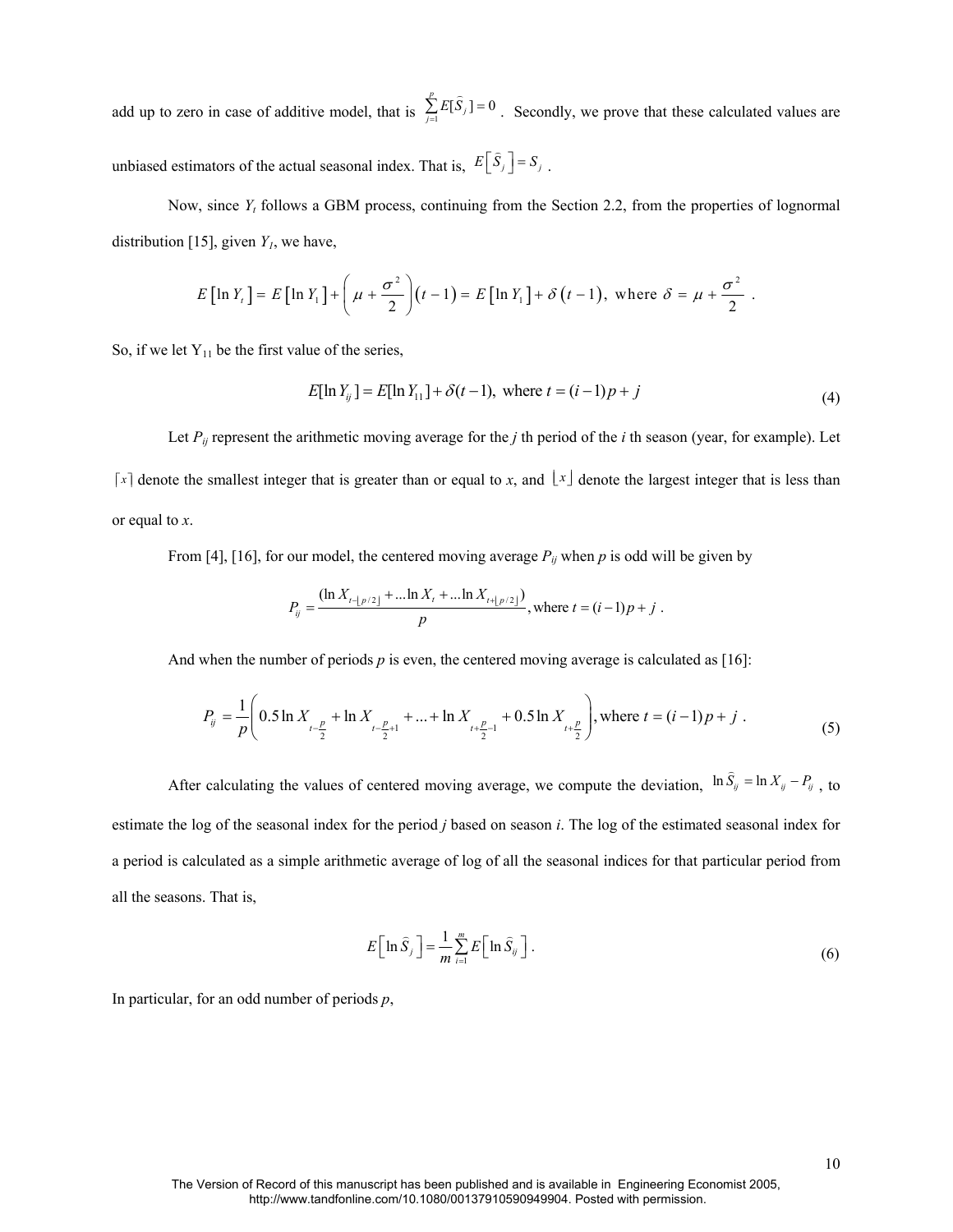add up to zero in case of additive model, that is $\sum_{j=1}^{p} E[\bar{S}_j] = 0$. Secondly, we prove that these calculated values are unbiased estimators of the actual seasonal index. That is, $E\left[\bar{S}_j\right] = S_j$.

Now, since $Y_t$ follows a GBM process, continuing from the Section 2.2, from the properties of lognormal distribution [15], given $Y_1$, we have,

$$E\left[\ln Y_t\right] = E\left[\ln Y_1\right] + \left(\mu + \frac{\sigma^2}{2}\right)(t-1) = E\left[\ln Y_1\right] + \delta(t-1), \text{ where } \delta = \mu + \frac{\sigma^2}{2}.$$

So, if we let $Y_{11}$ be the first value of the series,

$$E[\ln Y_{ij}] = E[\ln Y_{11}] + \delta(t-1), \text{ where } t = (i-1)p + j \tag{4}$$

Let $P_{ij}$ represent the arithmetic moving average for the $j$ th period of the $i$ th season (year, for example). Let $\lceil x \rceil$ denote the smallest integer that is greater than or equal to $x$, and $\lfloor x \rfloor$ denote the largest integer that is less than or equal to $x$.

From [4], [16], for our model, the centered moving average $P_{ij}$ when $p$ is odd will be given by

$$P_{ij} = \frac{(\ln X_{t-\lfloor p/2 \rfloor} + ... \ln X_t + ... \ln X_{t+\lfloor p/2 \rfloor})}{p}, \text{where } t = (i-1)p + j.$$

And when the number of periods $p$ is even, the centered moving average is calculated as [16]:

$$P_{ij} = \frac{1}{p}\left(0.5 \ln X_{t-\frac{p}{2}} + \ln X_{t-\frac{p}{2}+1} + ... + \ln X_{t+\frac{p}{2}-1} + 0.5 \ln X_{t+\frac{p}{2}}\right), \text{where } t = (i-1)p + j. \tag{5}$$

After calculating the values of centered moving average, we compute the deviation, $\ln \bar{S}_{ij} = \ln X_{ij} - P_{ij}$, to estimate the log of the seasonal index for the period $j$ based on season $i$. The log of the estimated seasonal index for a period is calculated as a simple arithmetic average of log of all the seasonal indices for that particular period from all the seasons. That is,

$$E\left[\ln \bar{S}_j\right] = \frac{1}{m}\sum_{i=1}^{m} E\left[\ln \bar{S}_{ij}\right]. \tag{6}$$

In particular, for an odd number of periods $p$,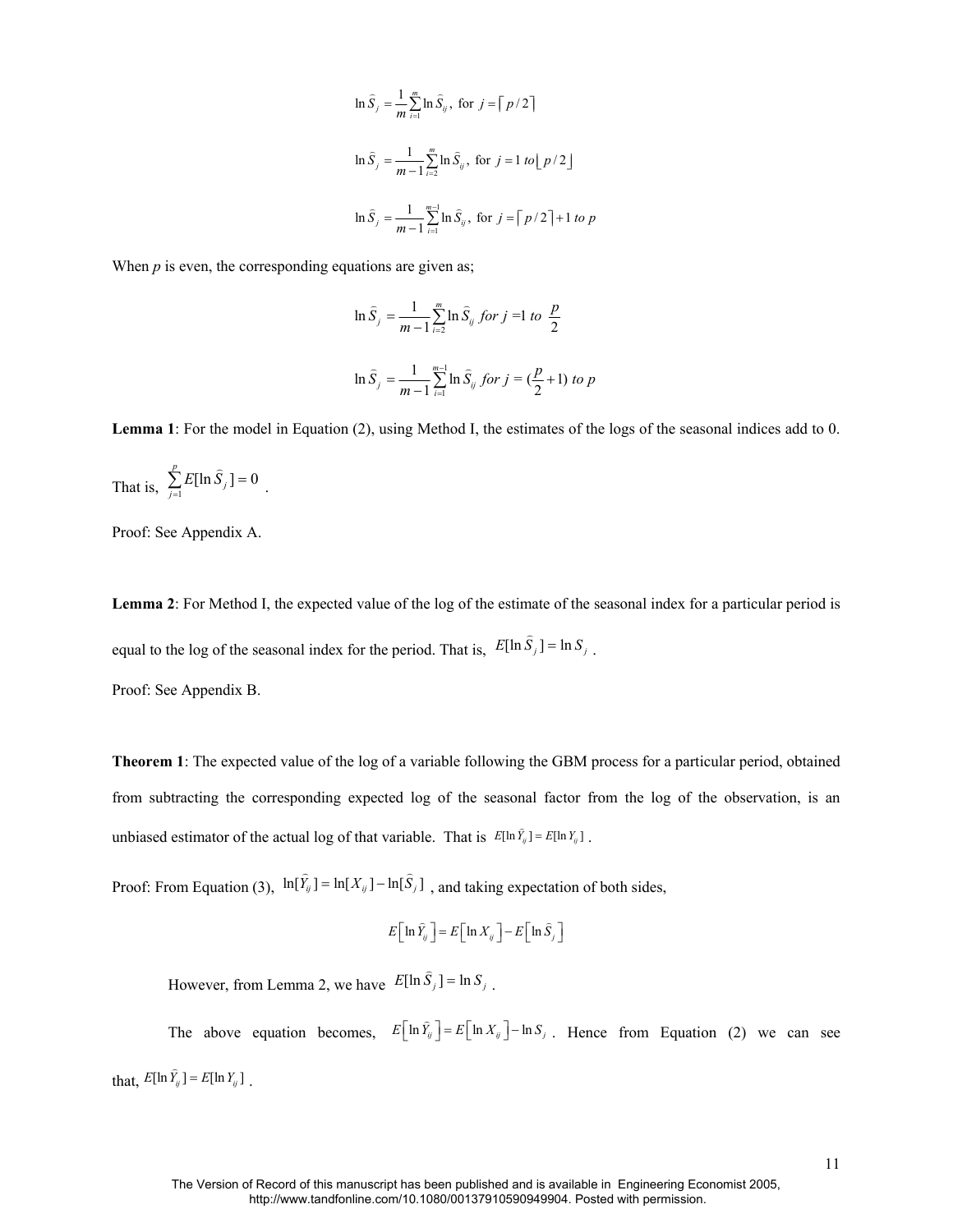$$\ln \hat{S}_j = \frac{1}{m}\sum_{i=1}^{m} \ln \hat{S}_{ij}, \text{ for } j = \lceil p/2 \rceil$$

$$\ln \hat{S}_j = \frac{1}{m-1}\sum_{i=2}^{m} \ln \hat{S}_{ij}, \text{ for } j = 1 \text{ } to \lfloor p/2 \rfloor$$

$$\ln \hat{S}_j = \frac{1}{m-1}\sum_{i=1}^{m-1} \ln \hat{S}_{ij}, \text{ for } j = \lceil p/2 \rceil + 1 \text{ } to \text{ } p$$

When *p* is even, the corresponding equations are given as;

$$\ln \hat{S}_j = \frac{1}{m-1}\sum_{i=2}^{m} \ln \hat{S}_{ij} \text{ } for \text{ } j = 1 \text{ } to \text{ } \frac{p}{2}$$

$$\ln \hat{S}_j = \frac{1}{m-1}\sum_{i=1}^{m-1} \ln \hat{S}_{ij} \text{ } for \text{ } j = (\frac{p}{2}+1) \text{ } to \text{ } p$$

**Lemma 1**: For the model in Equation (2), using Method I, the estimates of the logs of the seasonal indices add to 0. That is, $\sum_{j=1}^{p} E[\ln \hat{S}_j] = 0$ .

Proof: See Appendix A.

**Lemma 2**: For Method I, the expected value of the log of the estimate of the seasonal index for a particular period is equal to the log of the seasonal index for the period. That is, $E[\ln \hat{S}_j] = \ln S_j$ .

Proof: See Appendix B.

**Theorem 1**: The expected value of the log of a variable following the GBM process for a particular period, obtained from subtracting the corresponding expected log of the seasonal factor from the log of the observation, is an unbiased estimator of the actual log of that variable. That is $E[\ln \hat{Y}_{ij}] = E[\ln Y_{ij}]$ .

Proof: From Equation (3), $\ln[\hat{Y}_{ij}] = \ln[X_{ij}] - \ln[\hat{S}_j]$ , and taking expectation of both sides,

$$E\left[\ln \hat{Y}_{ij}\right] = E\left[\ln X_{ij}\right] - E\left[\ln \hat{S}_j\right]$$

However, from Lemma 2, we have $E[\ln \hat{S}_j] = \ln S_j$ .

The above equation becomes, $E\left[\ln \hat{Y}_{ij}\right] = E\left[\ln X_{ij}\right] - \ln S_j$ . Hence from Equation (2) we can see that, $E[\ln \hat{Y}_{ij}] = E[\ln Y_{ij}]$ .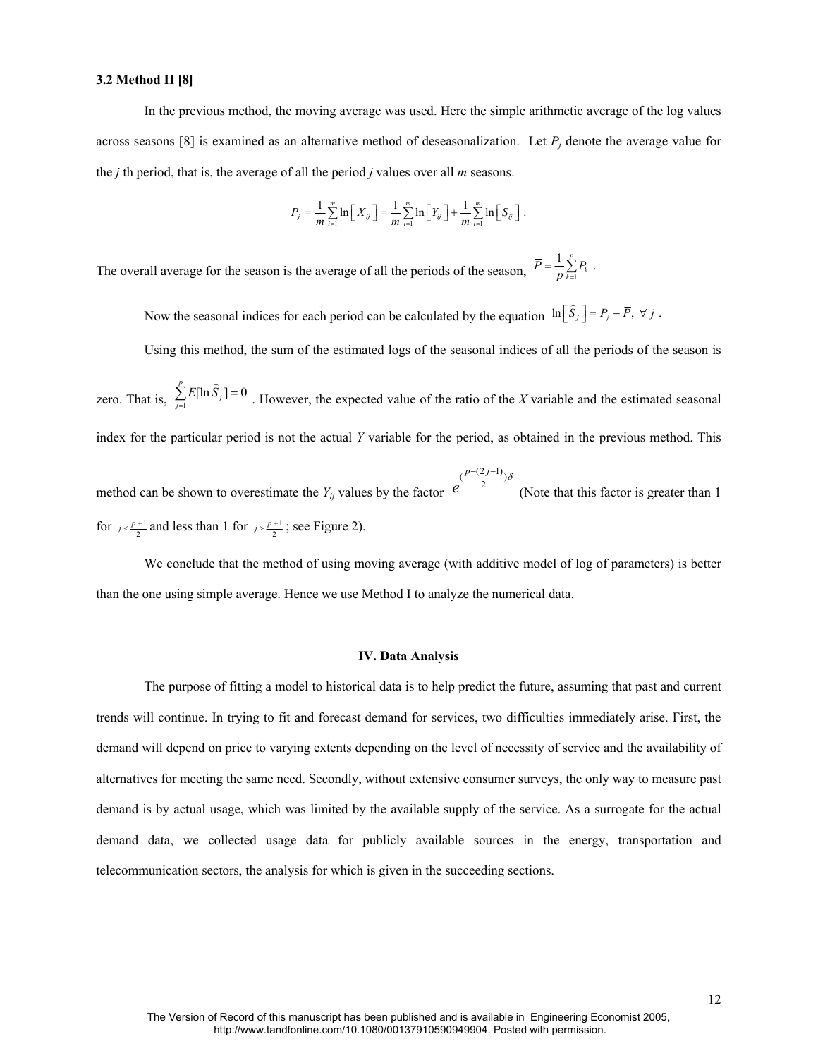### 3.2 Method II [8]

In the previous method, the moving average was used. Here the simple arithmetic average of the log values across seasons [8] is examined as an alternative method of deseasonalization. Let $P_j$ denote the average value for the *j* th period, that is, the average of all the period *j* values over all *m* seasons.

$$P_j = \frac{1}{m}\sum_{i=1}^{m}\ln\left[X_{ij}\right] = \frac{1}{m}\sum_{i=1}^{m}\ln\left[Y_{ij}\right] + \frac{1}{m}\sum_{i=1}^{m}\ln\left[S_{ij}\right].$$

The overall average for the season is the average of all the periods of the season, $\overline{P} = \frac{1}{p}\sum_{k=1}^{p} P_k$ .

Now the seasonal indices for each period can be calculated by the equation $\ln\left[\hat{S}_j\right] = P_j - \overline{P},\ \forall\, j$ .

Using this method, the sum of the estimated logs of the seasonal indices of all the periods of the season is zero. That is, $\sum_{j=1}^{p} E[\ln \hat{S}_j] = 0$ . However, the expected value of the ratio of the *X* variable and the estimated seasonal index for the particular period is not the actual *Y* variable for the period, as obtained in the previous method. This method can be shown to overestimate the $Y_{ij}$ values by the factor $e^{(\frac{p-(2j-1)}{2})\delta}$ (Note that this factor is greater than 1 for $j < \frac{p+1}{2}$ and less than 1 for $j > \frac{p+1}{2}$ ; see Figure 2).

We conclude that the method of using moving average (with additive model of log of parameters) is better than the one using simple average. Hence we use Method I to analyze the numerical data.

## IV. Data Analysis

The purpose of fitting a model to historical data is to help predict the future, assuming that past and current trends will continue. In trying to fit and forecast demand for services, two difficulties immediately arise. First, the demand will depend on price to varying extents depending on the level of necessity of service and the availability of alternatives for meeting the same need. Secondly, without extensive consumer surveys, the only way to measure past demand is by actual usage, which was limited by the available supply of the service. As a surrogate for the actual demand data, we collected usage data for publicly available sources in the energy, transportation and telecommunication sectors, the analysis for which is given in the succeeding sections.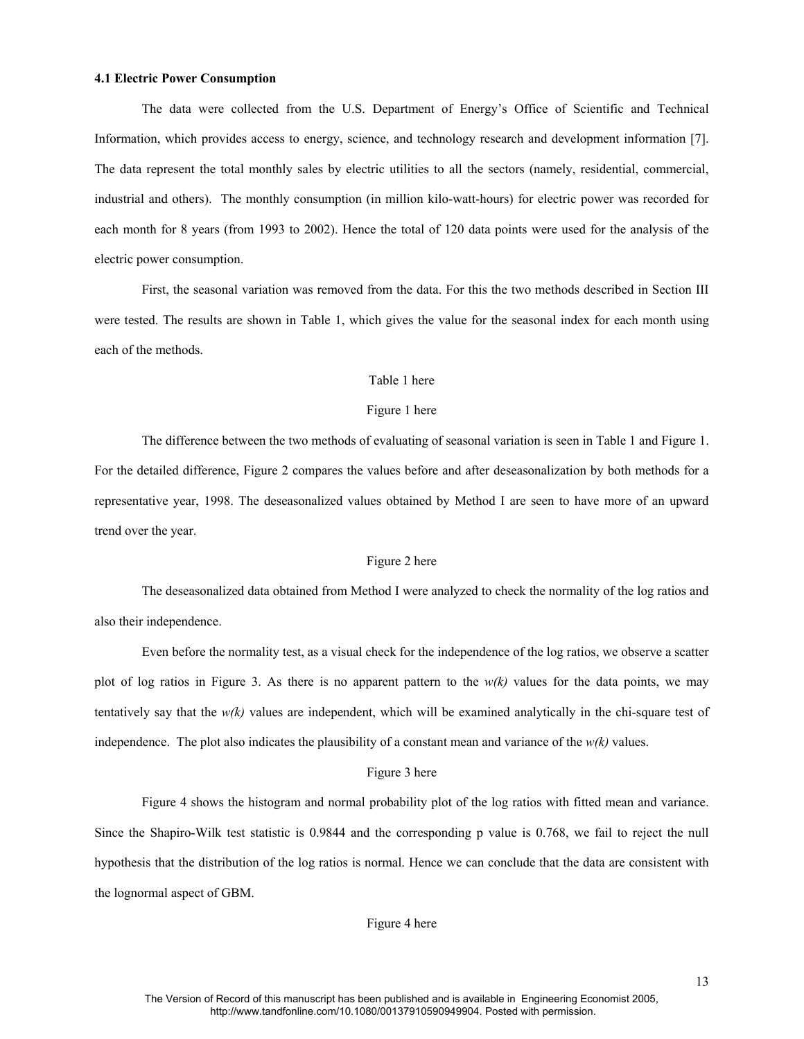#### 4.1 Electric Power Consumption

The data were collected from the U.S. Department of Energy's Office of Scientific and Technical Information, which provides access to energy, science, and technology research and development information [7]. The data represent the total monthly sales by electric utilities to all the sectors (namely, residential, commercial, industrial and others). The monthly consumption (in million kilo-watt-hours) for electric power was recorded for each month for 8 years (from 1993 to 2002). Hence the total of 120 data points were used for the analysis of the electric power consumption.

First, the seasonal variation was removed from the data. For this the two methods described in Section III were tested. The results are shown in Table 1, which gives the value for the seasonal index for each month using each of the methods.

Table 1 here

Figure 1 here

The difference between the two methods of evaluating of seasonal variation is seen in Table 1 and Figure 1. For the detailed difference, Figure 2 compares the values before and after deseasonalization by both methods for a representative year, 1998. The deseasonalized values obtained by Method I are seen to have more of an upward trend over the year.

Figure 2 here

The deseasonalized data obtained from Method I were analyzed to check the normality of the log ratios and also their independence.

Even before the normality test, as a visual check for the independence of the log ratios, we observe a scatter plot of log ratios in Figure 3. As there is no apparent pattern to the $w(k)$ values for the data points, we may tentatively say that the $w(k)$ values are independent, which will be examined analytically in the chi-square test of independence. The plot also indicates the plausibility of a constant mean and variance of the $w(k)$ values.

Figure 3 here

Figure 4 shows the histogram and normal probability plot of the log ratios with fitted mean and variance. Since the Shapiro-Wilk test statistic is 0.9844 and the corresponding p value is 0.768, we fail to reject the null hypothesis that the distribution of the log ratios is normal. Hence we can conclude that the data are consistent with the lognormal aspect of GBM.

Figure 4 here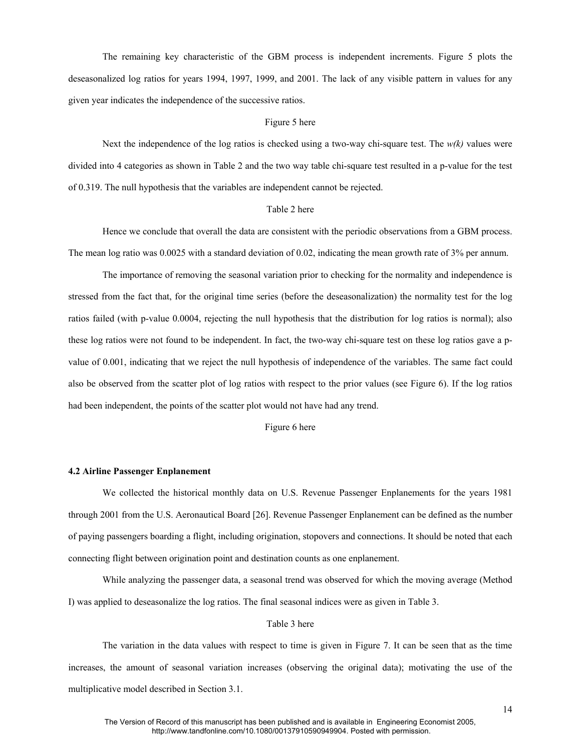The remaining key characteristic of the GBM process is independent increments. Figure 5 plots the deseasonalized log ratios for years 1994, 1997, 1999, and 2001. The lack of any visible pattern in values for any given year indicates the independence of the successive ratios.

Figure 5 here

Next the independence of the log ratios is checked using a two-way chi-square test. The *w(k)* values were divided into 4 categories as shown in Table 2 and the two way table chi-square test resulted in a p-value for the test of 0.319. The null hypothesis that the variables are independent cannot be rejected.

Table 2 here

Hence we conclude that overall the data are consistent with the periodic observations from a GBM process. The mean log ratio was 0.0025 with a standard deviation of 0.02, indicating the mean growth rate of 3% per annum.

The importance of removing the seasonal variation prior to checking for the normality and independence is stressed from the fact that, for the original time series (before the deseasonalization) the normality test for the log ratios failed (with p-value 0.0004, rejecting the null hypothesis that the distribution for log ratios is normal); also these log ratios were not found to be independent. In fact, the two-way chi-square test on these log ratios gave a p-value of 0.001, indicating that we reject the null hypothesis of independence of the variables. The same fact could also be observed from the scatter plot of log ratios with respect to the prior values (see Figure 6). If the log ratios had been independent, the points of the scatter plot would not have had any trend.

Figure 6 here

**4.2 Airline Passenger Enplanement**

We collected the historical monthly data on U.S. Revenue Passenger Enplanements for the years 1981 through 2001 from the U.S. Aeronautical Board [26]. Revenue Passenger Enplanement can be defined as the number of paying passengers boarding a flight, including origination, stopovers and connections. It should be noted that each connecting flight between origination point and destination counts as one enplanement.

While analyzing the passenger data, a seasonal trend was observed for which the moving average (Method I) was applied to deseasonalize the log ratios. The final seasonal indices were as given in Table 3.

Table 3 here

The variation in the data values with respect to time is given in Figure 7. It can be seen that as the time increases, the amount of seasonal variation increases (observing the original data); motivating the use of the multiplicative model described in Section 3.1.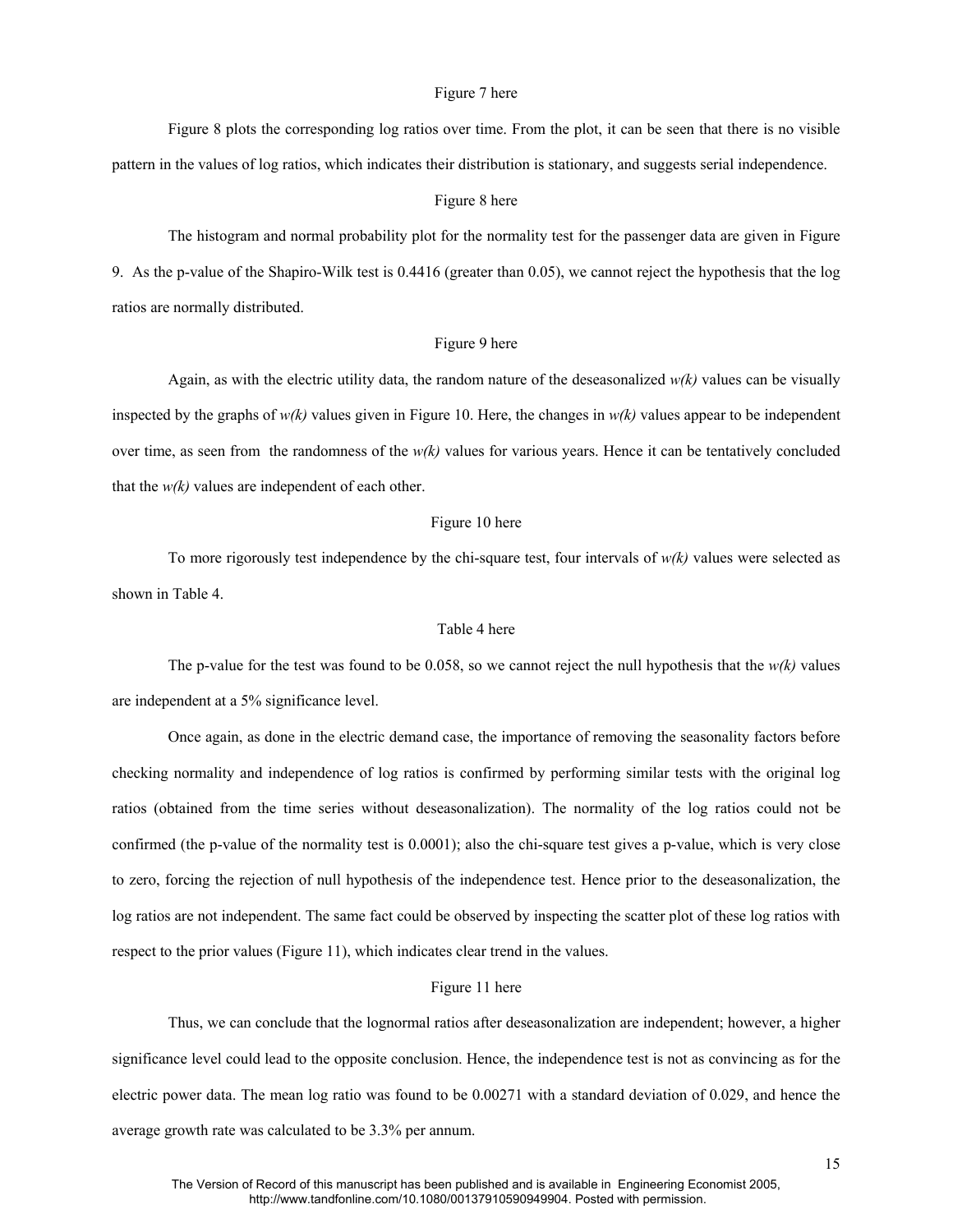Figure 7 here

Figure 8 plots the corresponding log ratios over time. From the plot, it can be seen that there is no visible pattern in the values of log ratios, which indicates their distribution is stationary, and suggests serial independence.

Figure 8 here

The histogram and normal probability plot for the normality test for the passenger data are given in Figure 9. As the p-value of the Shapiro-Wilk test is 0.4416 (greater than 0.05), we cannot reject the hypothesis that the log ratios are normally distributed.

Figure 9 here

Again, as with the electric utility data, the random nature of the deseasonalized *w(k)* values can be visually inspected by the graphs of *w(k)* values given in Figure 10. Here, the changes in *w(k)* values appear to be independent over time, as seen from the randomness of the *w(k)* values for various years. Hence it can be tentatively concluded that the *w(k)* values are independent of each other.

Figure 10 here

To more rigorously test independence by the chi-square test, four intervals of *w(k)* values were selected as shown in Table 4.

Table 4 here

The p-value for the test was found to be 0.058, so we cannot reject the null hypothesis that the *w(k)* values are independent at a 5% significance level.

Once again, as done in the electric demand case, the importance of removing the seasonality factors before checking normality and independence of log ratios is confirmed by performing similar tests with the original log ratios (obtained from the time series without deseasonalization). The normality of the log ratios could not be confirmed (the p-value of the normality test is 0.0001); also the chi-square test gives a p-value, which is very close to zero, forcing the rejection of null hypothesis of the independence test. Hence prior to the deseasonalization, the log ratios are not independent. The same fact could be observed by inspecting the scatter plot of these log ratios with respect to the prior values (Figure 11), which indicates clear trend in the values.

Figure 11 here

Thus, we can conclude that the lognormal ratios after deseasonalization are independent; however, a higher significance level could lead to the opposite conclusion. Hence, the independence test is not as convincing as for the electric power data. The mean log ratio was found to be 0.00271 with a standard deviation of 0.029, and hence the average growth rate was calculated to be 3.3% per annum.

The Version of Record of this manuscript has been published and is available in Engineering Economist 2005, http://www.tandfonline.com/10.1080/00137910590949904. Posted with permission.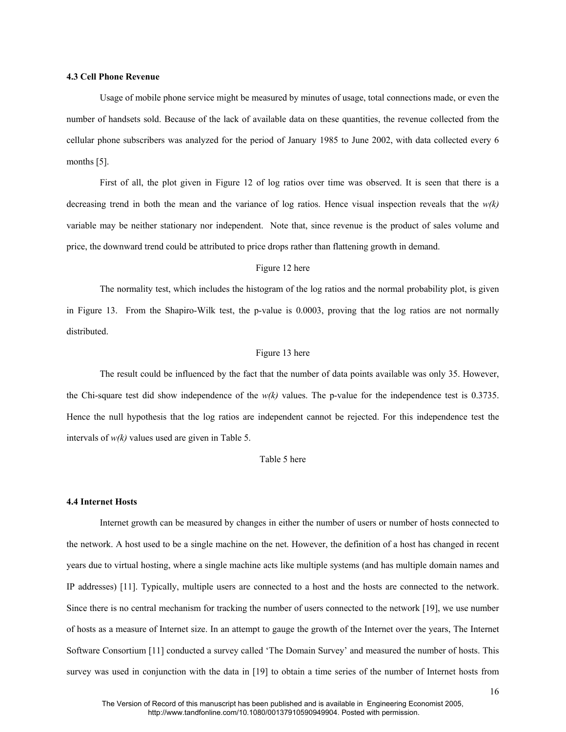### 4.3 Cell Phone Revenue

Usage of mobile phone service might be measured by minutes of usage, total connections made, or even the number of handsets sold. Because of the lack of available data on these quantities, the revenue collected from the cellular phone subscribers was analyzed for the period of January 1985 to June 2002, with data collected every 6 months [5].

First of all, the plot given in Figure 12 of log ratios over time was observed. It is seen that there is a decreasing trend in both the mean and the variance of log ratios. Hence visual inspection reveals that the *w(k)* variable may be neither stationary nor independent. Note that, since revenue is the product of sales volume and price, the downward trend could be attributed to price drops rather than flattening growth in demand.

Figure 12 here

The normality test, which includes the histogram of the log ratios and the normal probability plot, is given in Figure 13. From the Shapiro-Wilk test, the p-value is 0.0003, proving that the log ratios are not normally distributed.

Figure 13 here

The result could be influenced by the fact that the number of data points available was only 35. However, the Chi-square test did show independence of the *w(k)* values. The p-value for the independence test is 0.3735. Hence the null hypothesis that the log ratios are independent cannot be rejected. For this independence test the intervals of *w(k)* values used are given in Table 5.

Table 5 here

### 4.4 Internet Hosts

Internet growth can be measured by changes in either the number of users or number of hosts connected to the network. A host used to be a single machine on the net. However, the definition of a host has changed in recent years due to virtual hosting, where a single machine acts like multiple systems (and has multiple domain names and IP addresses) [11]. Typically, multiple users are connected to a host and the hosts are connected to the network. Since there is no central mechanism for tracking the number of users connected to the network [19], we use number of hosts as a measure of Internet size. In an attempt to gauge the growth of the Internet over the years, The Internet Software Consortium [11] conducted a survey called 'The Domain Survey' and measured the number of hosts. This survey was used in conjunction with the data in [19] to obtain a time series of the number of Internet hosts from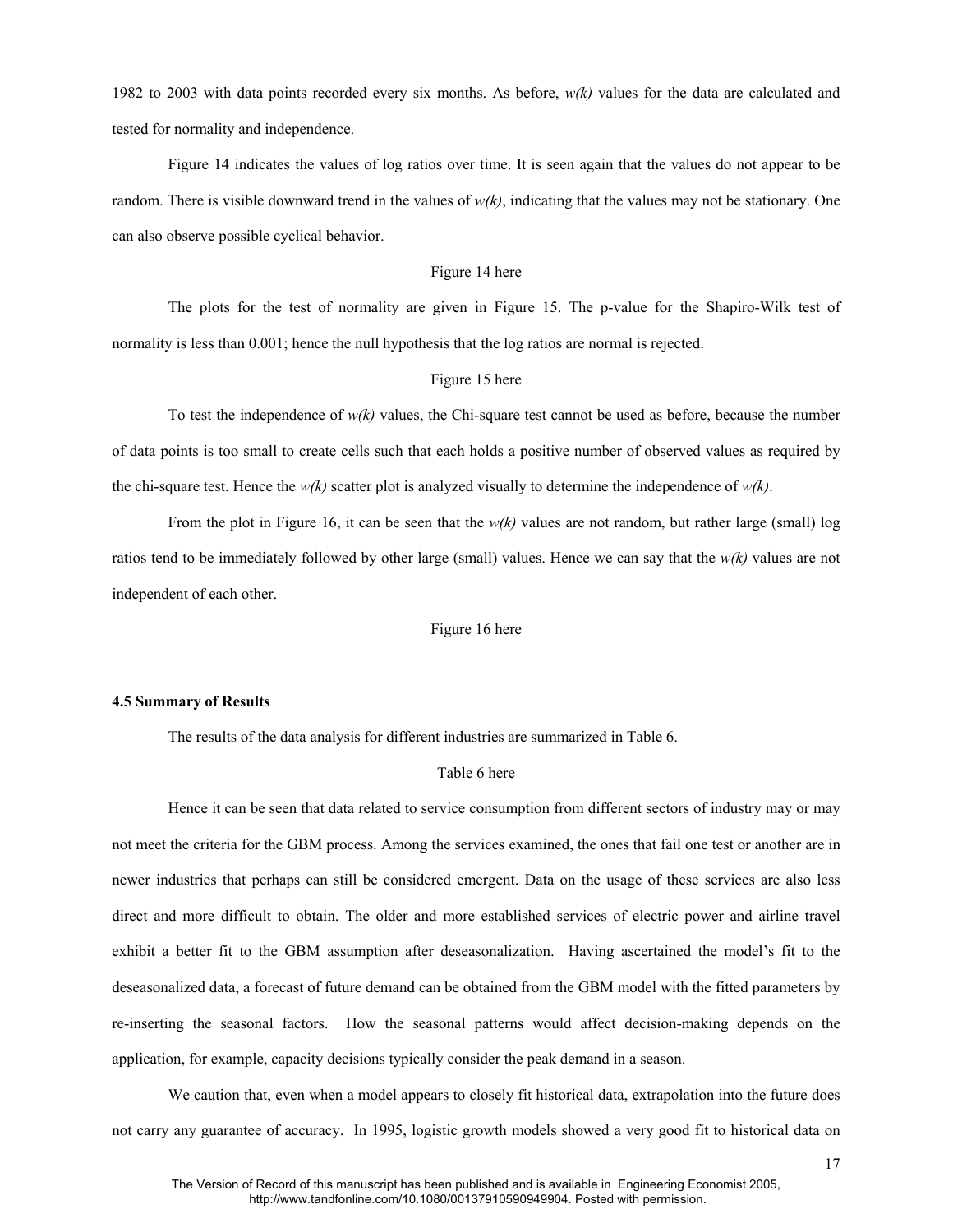1982 to 2003 with data points recorded every six months. As before, *w(k)* values for the data are calculated and tested for normality and independence.

Figure 14 indicates the values of log ratios over time. It is seen again that the values do not appear to be random. There is visible downward trend in the values of *w(k)*, indicating that the values may not be stationary. One can also observe possible cyclical behavior.

Figure 14 here

The plots for the test of normality are given in Figure 15. The p-value for the Shapiro-Wilk test of normality is less than 0.001; hence the null hypothesis that the log ratios are normal is rejected.

Figure 15 here

To test the independence of *w(k)* values, the Chi-square test cannot be used as before, because the number of data points is too small to create cells such that each holds a positive number of observed values as required by the chi-square test. Hence the *w(k)* scatter plot is analyzed visually to determine the independence of *w(k)*.

From the plot in Figure 16, it can be seen that the *w(k)* values are not random, but rather large (small) log ratios tend to be immediately followed by other large (small) values. Hence we can say that the *w(k)* values are not independent of each other.

Figure 16 here

### 4.5 Summary of Results

The results of the data analysis for different industries are summarized in Table 6.

Table 6 here

Hence it can be seen that data related to service consumption from different sectors of industry may or may not meet the criteria for the GBM process. Among the services examined, the ones that fail one test or another are in newer industries that perhaps can still be considered emergent. Data on the usage of these services are also less direct and more difficult to obtain. The older and more established services of electric power and airline travel exhibit a better fit to the GBM assumption after deseasonalization. Having ascertained the model's fit to the deseasonalized data, a forecast of future demand can be obtained from the GBM model with the fitted parameters by re-inserting the seasonal factors. How the seasonal patterns would affect decision-making depends on the application, for example, capacity decisions typically consider the peak demand in a season.

We caution that, even when a model appears to closely fit historical data, extrapolation into the future does not carry any guarantee of accuracy. In 1995, logistic growth models showed a very good fit to historical data on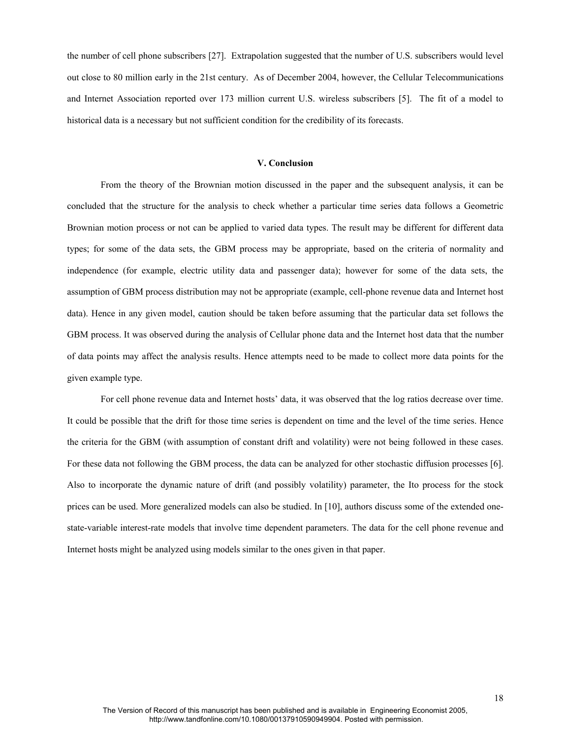the number of cell phone subscribers [27]. Extrapolation suggested that the number of U.S. subscribers would level out close to 80 million early in the 21st century. As of December 2004, however, the Cellular Telecommunications and Internet Association reported over 173 million current U.S. wireless subscribers [5]. The fit of a model to historical data is a necessary but not sufficient condition for the credibility of its forecasts.

## V. Conclusion

From the theory of the Brownian motion discussed in the paper and the subsequent analysis, it can be concluded that the structure for the analysis to check whether a particular time series data follows a Geometric Brownian motion process or not can be applied to varied data types. The result may be different for different data types; for some of the data sets, the GBM process may be appropriate, based on the criteria of normality and independence (for example, electric utility data and passenger data); however for some of the data sets, the assumption of GBM process distribution may not be appropriate (example, cell-phone revenue data and Internet host data). Hence in any given model, caution should be taken before assuming that the particular data set follows the GBM process. It was observed during the analysis of Cellular phone data and the Internet host data that the number of data points may affect the analysis results. Hence attempts need to be made to collect more data points for the given example type.

For cell phone revenue data and Internet hosts' data, it was observed that the log ratios decrease over time. It could be possible that the drift for those time series is dependent on time and the level of the time series. Hence the criteria for the GBM (with assumption of constant drift and volatility) were not being followed in these cases. For these data not following the GBM process, the data can be analyzed for other stochastic diffusion processes [6]. Also to incorporate the dynamic nature of drift (and possibly volatility) parameter, the Ito process for the stock prices can be used. More generalized models can also be studied. In [10], authors discuss some of the extended one-state-variable interest-rate models that involve time dependent parameters. The data for the cell phone revenue and Internet hosts might be analyzed using models similar to the ones given in that paper.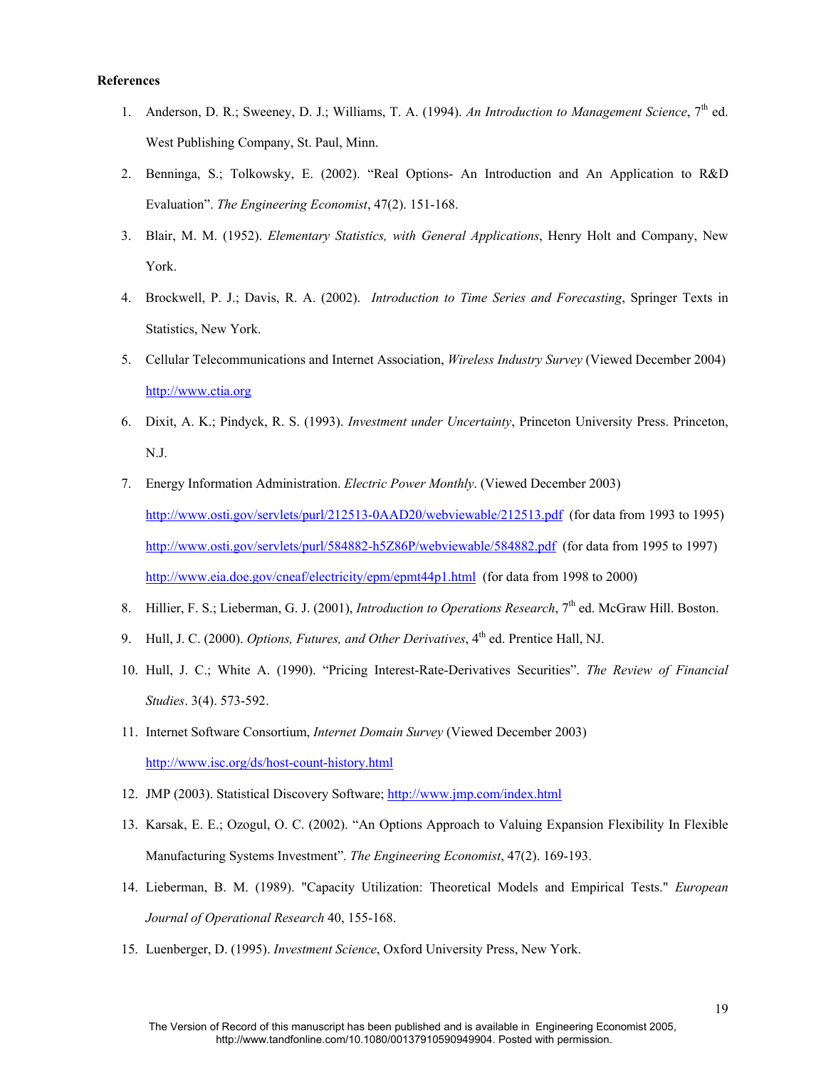**References**

1. Anderson, D. R.; Sweeney, D. J.; Williams, T. A. (1994). *An Introduction to Management Science*, 7th ed. West Publishing Company, St. Paul, Minn.

2. Benninga, S.; Tolkowsky, E. (2002). "Real Options- An Introduction and An Application to R&D Evaluation". *The Engineering Economist*, 47(2). 151-168.

3. Blair, M. M. (1952). *Elementary Statistics, with General Applications*, Henry Holt and Company, New York.

4. Brockwell, P. J.; Davis, R. A. (2002). *Introduction to Time Series and Forecasting*, Springer Texts in Statistics, New York.

5. Cellular Telecommunications and Internet Association, *Wireless Industry Survey* (Viewed December 2004) http://www.ctia.org

6. Dixit, A. K.; Pindyck, R. S. (1993). *Investment under Uncertainty*, Princeton University Press. Princeton, N.J.

7. Energy Information Administration. *Electric Power Monthly*. (Viewed December 2003)
   http://www.osti.gov/servlets/purl/212513-0AAD20/webviewable/212513.pdf (for data from 1993 to 1995)
   http://www.osti.gov/servlets/purl/584882-h5Z86P/webviewable/584882.pdf (for data from 1995 to 1997)
   http://www.eia.doe.gov/cneaf/electricity/epm/epmt44p1.html (for data from 1998 to 2000)

8. Hillier, F. S.; Lieberman, G. J. (2001), *Introduction to Operations Research*, 7th ed. McGraw Hill. Boston.

9. Hull, J. C. (2000). *Options, Futures, and Other Derivatives*, 4th ed. Prentice Hall, NJ.

10. Hull, J. C.; White A. (1990). "Pricing Interest-Rate-Derivatives Securities". *The Review of Financial Studies*. 3(4). 573-592.

11. Internet Software Consortium, *Internet Domain Survey* (Viewed December 2003) http://www.isc.org/ds/host-count-history.html

12. JMP (2003). Statistical Discovery Software; http://www.jmp.com/index.html

13. Karsak, E. E.; Ozogul, O. C. (2002). "An Options Approach to Valuing Expansion Flexibility In Flexible Manufacturing Systems Investment". *The Engineering Economist*, 47(2). 169-193.

14. Lieberman, B. M. (1989). "Capacity Utilization: Theoretical Models and Empirical Tests." *European Journal of Operational Research* 40, 155-168.

15. Luenberger, D. (1995). *Investment Science*, Oxford University Press, New York.

The Version of Record of this manuscript has been published and is available in Engineering Economist 2005, http://www.tandfonline.com/10.1080/00137910590949904. Posted with permission.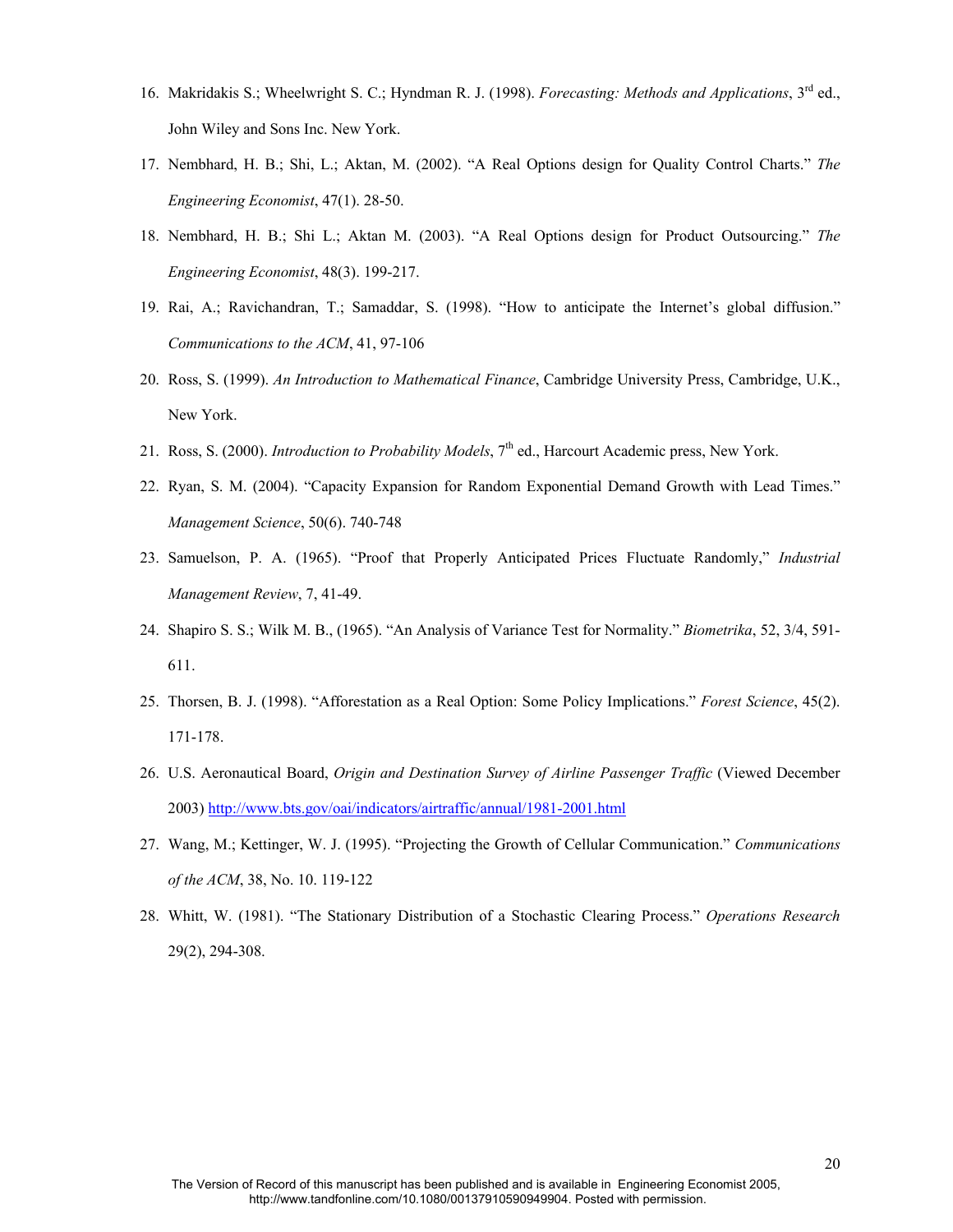16. Makridakis S.; Wheelwright S. C.; Hyndman R. J. (1998). *Forecasting: Methods and Applications*, 3rd ed., John Wiley and Sons Inc. New York.

17. Nembhard, H. B.; Shi, L.; Aktan, M. (2002). "A Real Options design for Quality Control Charts." *The Engineering Economist*, 47(1). 28-50.

18. Nembhard, H. B.; Shi L.; Aktan M. (2003). "A Real Options design for Product Outsourcing." *The Engineering Economist*, 48(3). 199-217.

19. Rai, A.; Ravichandran, T.; Samaddar, S. (1998). "How to anticipate the Internet's global diffusion." *Communications to the ACM*, 41, 97-106

20. Ross, S. (1999). *An Introduction to Mathematical Finance*, Cambridge University Press, Cambridge, U.K., New York.

21. Ross, S. (2000). *Introduction to Probability Models*, 7th ed., Harcourt Academic press, New York.

22. Ryan, S. M. (2004). "Capacity Expansion for Random Exponential Demand Growth with Lead Times." *Management Science*, 50(6). 740-748

23. Samuelson, P. A. (1965). "Proof that Properly Anticipated Prices Fluctuate Randomly," *Industrial Management Review*, 7, 41-49.

24. Shapiro S. S.; Wilk M. B., (1965). "An Analysis of Variance Test for Normality." *Biometrika*, 52, 3/4, 591-611.

25. Thorsen, B. J. (1998). "Afforestation as a Real Option: Some Policy Implications." *Forest Science*, 45(2). 171-178.

26. U.S. Aeronautical Board, *Origin and Destination Survey of Airline Passenger Traffic* (Viewed December 2003) http://www.bts.gov/oai/indicators/airtraffic/annual/1981-2001.html

27. Wang, M.; Kettinger, W. J. (1995). "Projecting the Growth of Cellular Communication." *Communications of the ACM*, 38, No. 10. 119-122

28. Whitt, W. (1981). "The Stationary Distribution of a Stochastic Clearing Process." *Operations Research* 29(2), 294-308.

The Version of Record of this manuscript has been published and is available in Engineering Economist 2005, http://www.tandfonline.com/10.1080/00137910590949904. Posted with permission.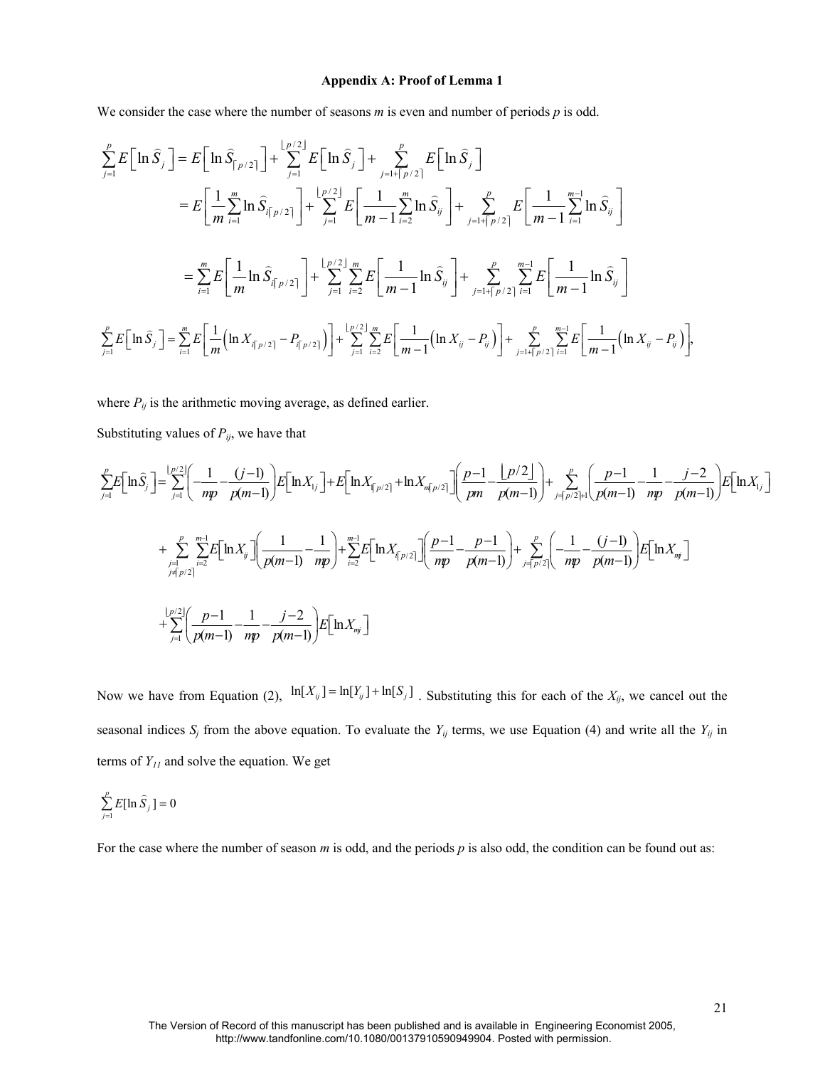### Appendix A: Proof of Lemma 1

We consider the case where the number of seasons *m* is even and number of periods *p* is odd.

$$\sum_{j=1}^{p} E\left[\ln \widehat{S}_j\right] = E\left[\ln \widehat{S}_{\lceil p/2 \rceil}\right] + \sum_{j=1}^{\lfloor p/2 \rfloor} E\left[\ln \widehat{S}_j\right] + \sum_{j=1+\lceil p/2 \rceil}^{p} E\left[\ln \widehat{S}_j\right]$$

$$= E\left[\frac{1}{m}\sum_{i=1}^{m} \ln \widehat{S}_{i\lceil p/2 \rceil}\right] + \sum_{j=1}^{\lfloor p/2 \rfloor} E\left[\frac{1}{m-1}\sum_{i=2}^{m} \ln \widehat{S}_{ij}\right] + \sum_{j=1+\lceil p/2 \rceil}^{p} E\left[\frac{1}{m-1}\sum_{i=1}^{m-1} \ln \widehat{S}_{ij}\right]$$

$$= \sum_{i=1}^{m} E\left[\frac{1}{m} \ln \widehat{S}_{i\lceil p/2 \rceil}\right] + \sum_{j=1}^{\lfloor p/2 \rfloor}\sum_{i=2}^{m} E\left[\frac{1}{m-1} \ln \widehat{S}_{ij}\right] + \sum_{j=1+\lceil p/2 \rceil}^{p}\sum_{i=1}^{m-1} E\left[\frac{1}{m-1} \ln \widehat{S}_{ij}\right]$$

$$\sum_{j=1}^{p} E\left[\ln \widehat{S}_j\right] = \sum_{i=1}^{m} E\left[\frac{1}{m}\left(\ln X_{i\lceil p/2 \rceil} - P_{i\lceil p/2 \rceil}\right)\right] + \sum_{j=1}^{\lfloor p/2 \rfloor}\sum_{i=2}^{m} E\left[\frac{1}{m-1}\left(\ln X_{ij} - P_{ij}\right)\right] + \sum_{j=1+\lceil p/2 \rceil}^{p}\sum_{i=1}^{m-1} E\left[\frac{1}{m-1}\left(\ln X_{ij} - P_{ij}\right)\right],$$

where $P_{ij}$ is the arithmetic moving average, as defined earlier.

Substituting values of $P_{ij}$, we have that

$$\sum_{j=1}^{p} E\left[\ln \widehat{S}_j\right] = \sum_{j=1}^{\lfloor p/2 \rfloor}\left(-\frac{1}{mp} - \frac{(j-1)}{p(m-1)}\right) E\left[\ln X_{1j}\right] + E\left[\ln X_{1\lceil p/2 \rceil} + \ln X_{m\lceil p/2 \rceil}\right]\left(\frac{p-1}{pm} - \frac{\lfloor p/2 \rfloor}{p(m-1)}\right) + \sum_{j=\lceil p/2 \rceil+1}^{p}\left(\frac{p-1}{p(m-1)} - \frac{1}{mp} - \frac{j-2}{p(m-1)}\right) E\left[\ln X_{1j}\right]$$

$$+ \sum_{\substack{j=1 \\ j \neq \lceil p/2 \rceil}}^{p}\sum_{i=2}^{m-1} E\left[\ln X_{ij}\right]\left(\frac{1}{p(m-1)} - \frac{1}{mp}\right) + \sum_{i=2}^{m-1} E\left[\ln X_{i\lceil p/2 \rceil}\right]\left(\frac{p-1}{mp} - \frac{p-1}{p(m-1)}\right) + \sum_{j=\lceil p/2 \rceil}^{p}\left(-\frac{1}{mp} - \frac{(j-1)}{p(m-1)}\right) E\left[\ln X_{mj}\right]$$

$$+ \sum_{j=1}^{\lfloor p/2 \rfloor}\left(\frac{p-1}{p(m-1)} - \frac{1}{mp} - \frac{j-2}{p(m-1)}\right) E\left[\ln X_{mj}\right]$$

Now we have from Equation (2), $\ln[X_{ij}] = \ln[Y_{ij}] + \ln[S_j]$ . Substituting this for each of the $X_{ij}$, we cancel out the seasonal indices $S_j$ from the above equation. To evaluate the $Y_{ij}$ terms, we use Equation (4) and write all the $Y_{ij}$ in terms of $Y_{11}$ and solve the equation. We get

$$\sum_{j=1}^{p} E[\ln \widehat{S}_j] = 0$$

For the case where the number of season *m* is odd, and the periods *p* is also odd, the condition can be found out as: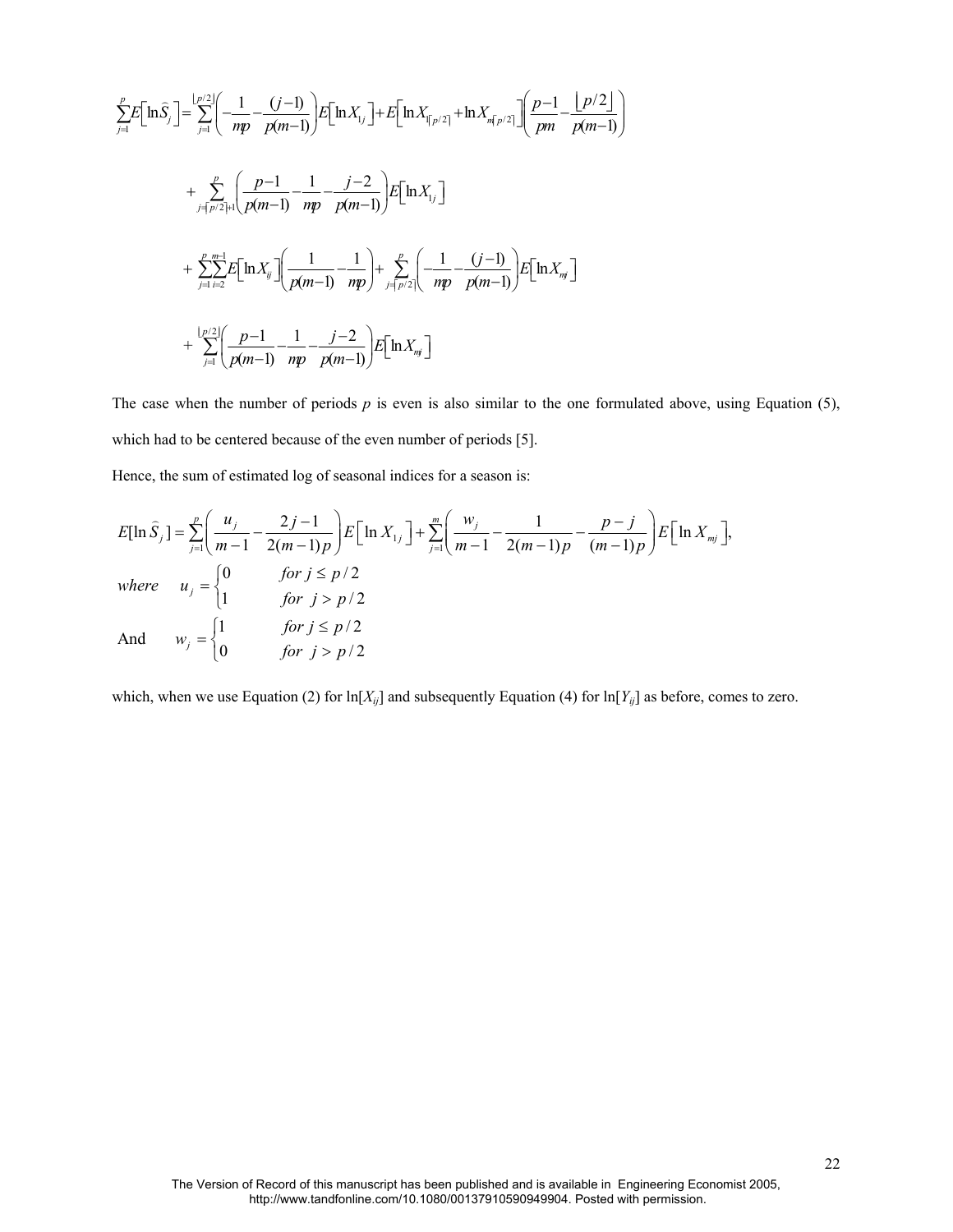$$\sum_{j=1}^{p} E\left[\ln \widehat{S}_j\right] = \sum_{j=1}^{\lfloor p/2 \rfloor}\left(-\frac{1}{mp}-\frac{(j-1)}{p(m-1)}\right)E\left[\ln X_{1j}\right] + E\left[\ln X_{1\lceil p/2\rceil} + \ln X_{m\lceil p/2\rceil}\right]\left(\frac{p-1}{pm}-\frac{\lfloor p/2 \rfloor}{p(m-1)}\right)$$

$$+ \sum_{j=\lceil p/2\rceil+1}^{p}\left(\frac{p-1}{p(m-1)}-\frac{1}{mp}-\frac{j-2}{p(m-1)}\right)E\left[\ln X_{1j}\right]$$

$$+ \sum_{j=1}^{p}\sum_{i=2}^{m-1} E\left[\ln X_{ij}\right]\left(\frac{1}{p(m-1)}-\frac{1}{mp}\right) + \sum_{j=\lceil p/2\rceil}^{p}\left(-\frac{1}{mp}-\frac{(j-1)}{p(m-1)}\right)E\left[\ln X_{mj}\right]$$

$$+ \sum_{j=1}^{\lfloor p/2 \rfloor}\left(\frac{p-1}{p(m-1)}-\frac{1}{mp}-\frac{j-2}{p(m-1)}\right)E\left[\ln X_{mj}\right]$$

The case when the number of periods $p$ is even is also similar to the one formulated above, using Equation (5), which had to be centered because of the even number of periods [5].

Hence, the sum of estimated log of seasonal indices for a season is:

$$E[\ln \widehat{S}_j] = \sum_{j=1}^{p}\left(\frac{u_j}{m-1}-\frac{2j-1}{2(m-1)p}\right)E\left[\ln X_{1j}\right] + \sum_{j=1}^{m}\left(\frac{w_j}{m-1}-\frac{1}{2(m-1)p}-\frac{p-j}{(m-1)p}\right)E\left[\ln X_{mj}\right],$$

$$\text{where} \quad u_j = \begin{cases} 0 & \text{for } j \le p/2 \\ 1 & \text{for } j > p/2 \end{cases}$$

$$\text{And} \quad w_j = \begin{cases} 1 & \text{for } j \le p/2 \\ 0 & \text{for } j > p/2 \end{cases}$$

which, when we use Equation (2) for $\ln[X_{ij}]$ and subsequently Equation (4) for $\ln[Y_{ij}]$ as before, comes to zero.

The Version of Record of this manuscript has been published and is available in Engineering Economist 2005, http://www.tandfonline.com/10.1080/00137910590949904. Posted with permission.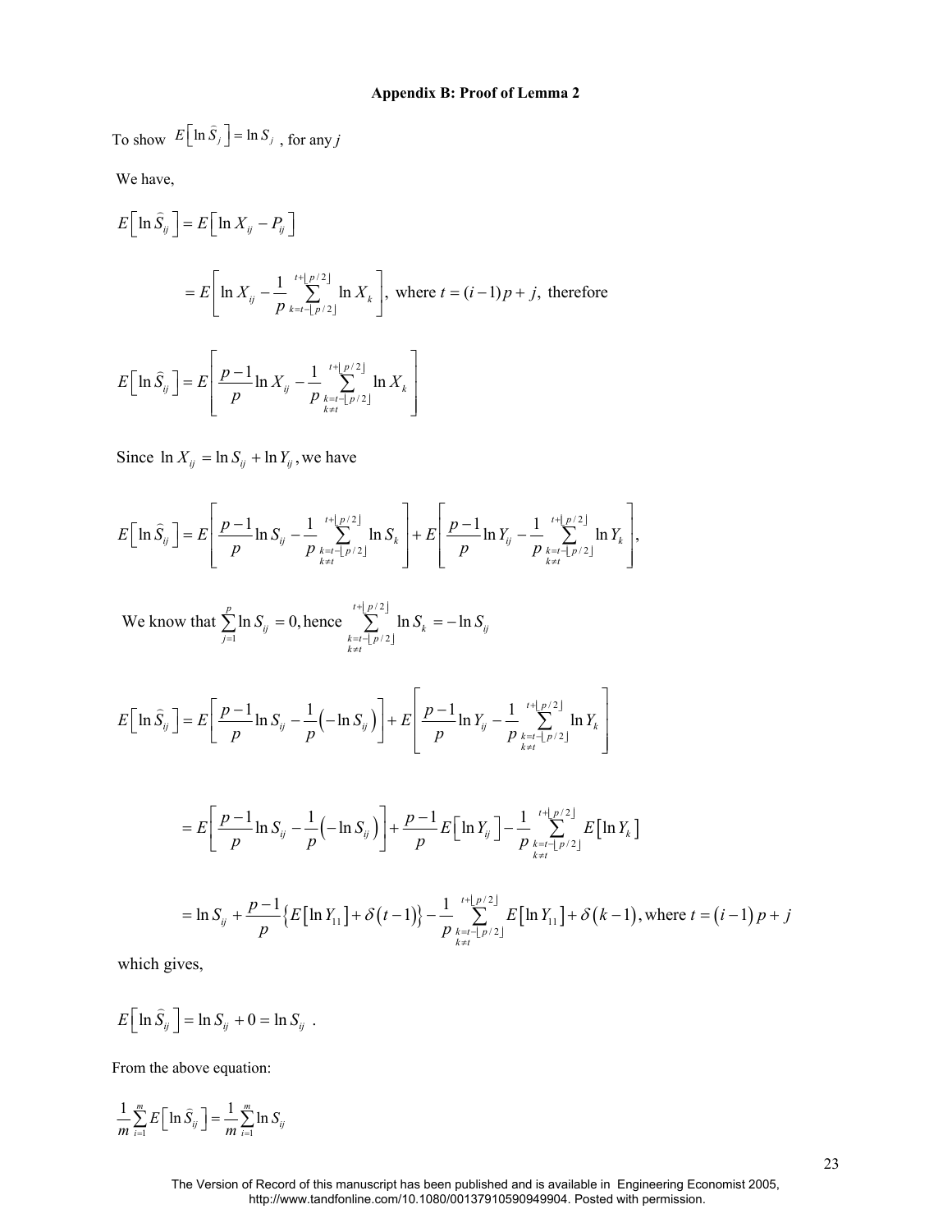### Appendix B: Proof of Lemma 2

To show $E\left[\ln \widehat{S}_j\right] = \ln S_j$ , for any $j$

We have,

$$E\left[\ln \widehat{S}_{ij}\right] = E\left[\ln X_{ij} - P_{ij}\right]$$

$$= E\left[\ln X_{ij} - \frac{1}{p}\sum_{k=t-\lfloor p/2 \rfloor}^{t+\lfloor p/2 \rfloor} \ln X_k\right], \text{ where } t = (i-1)p + j, \text{ therefore}$$

$$E\left[\ln \widehat{S}_{ij}\right] = E\left[\frac{p-1}{p}\ln X_{ij} - \frac{1}{p}\sum_{\substack{k=t-\lfloor p/2 \rfloor \\ k \neq t}}^{t+\lfloor p/2 \rfloor} \ln X_k\right]$$

Since $\ln X_{ij} = \ln S_{ij} + \ln Y_{ij}$, we have

$$E\left[\ln \widehat{S}_{ij}\right] = E\left[\frac{p-1}{p}\ln S_{ij} - \frac{1}{p}\sum_{\substack{k=t-\lfloor p/2 \rfloor \\ k \neq t}}^{t+\lfloor p/2 \rfloor} \ln S_k\right] + E\left[\frac{p-1}{p}\ln Y_{ij} - \frac{1}{p}\sum_{\substack{k=t-\lfloor p/2 \rfloor \\ k \neq t}}^{t+\lfloor p/2 \rfloor} \ln Y_k\right],$$

We know that $\sum_{j=1}^{p} \ln S_{ij} = 0$, hence $\sum_{\substack{k=t-\lfloor p/2 \rfloor \\ k \neq t}}^{t+\lfloor p/2 \rfloor} \ln S_k = -\ln S_{ij}$

$$E\left[\ln \widehat{S}_{ij}\right] = E\left[\frac{p-1}{p}\ln S_{ij} - \frac{1}{p}\left(-\ln S_{ij}\right)\right] + E\left[\frac{p-1}{p}\ln Y_{ij} - \frac{1}{p}\sum_{\substack{k=t-\lfloor p/2 \rfloor \\ k \neq t}}^{t+\lfloor p/2 \rfloor} \ln Y_k\right]$$

$$= E\left[\frac{p-1}{p}\ln S_{ij} - \frac{1}{p}\left(-\ln S_{ij}\right)\right] + \frac{p-1}{p}E\left[\ln Y_{ij}\right] - \frac{1}{p}\sum_{\substack{k=t-\lfloor p/2 \rfloor \\ k \neq t}}^{t+\lfloor p/2 \rfloor} E\left[\ln Y_k\right]$$

$$= \ln S_{ij} + \frac{p-1}{p}\left\{E\left[\ln Y_{11}\right] + \delta(t-1)\right\} - \frac{1}{p}\sum_{\substack{k=t-\lfloor p/2 \rfloor \\ k \neq t}}^{t+\lfloor p/2 \rfloor} E\left[\ln Y_{11}\right] + \delta(k-1), \text{where } t = (i-1)p + j$$

which gives,

$$E\left[\ln \widehat{S}_{ij}\right] = \ln S_{ij} + 0 = \ln S_{ij} \ .$$

From the above equation:

$$\frac{1}{m}\sum_{i=1}^{m} E\left[\ln \widehat{S}_{ij}\right] = \frac{1}{m}\sum_{i=1}^{m} \ln S_{ij}$$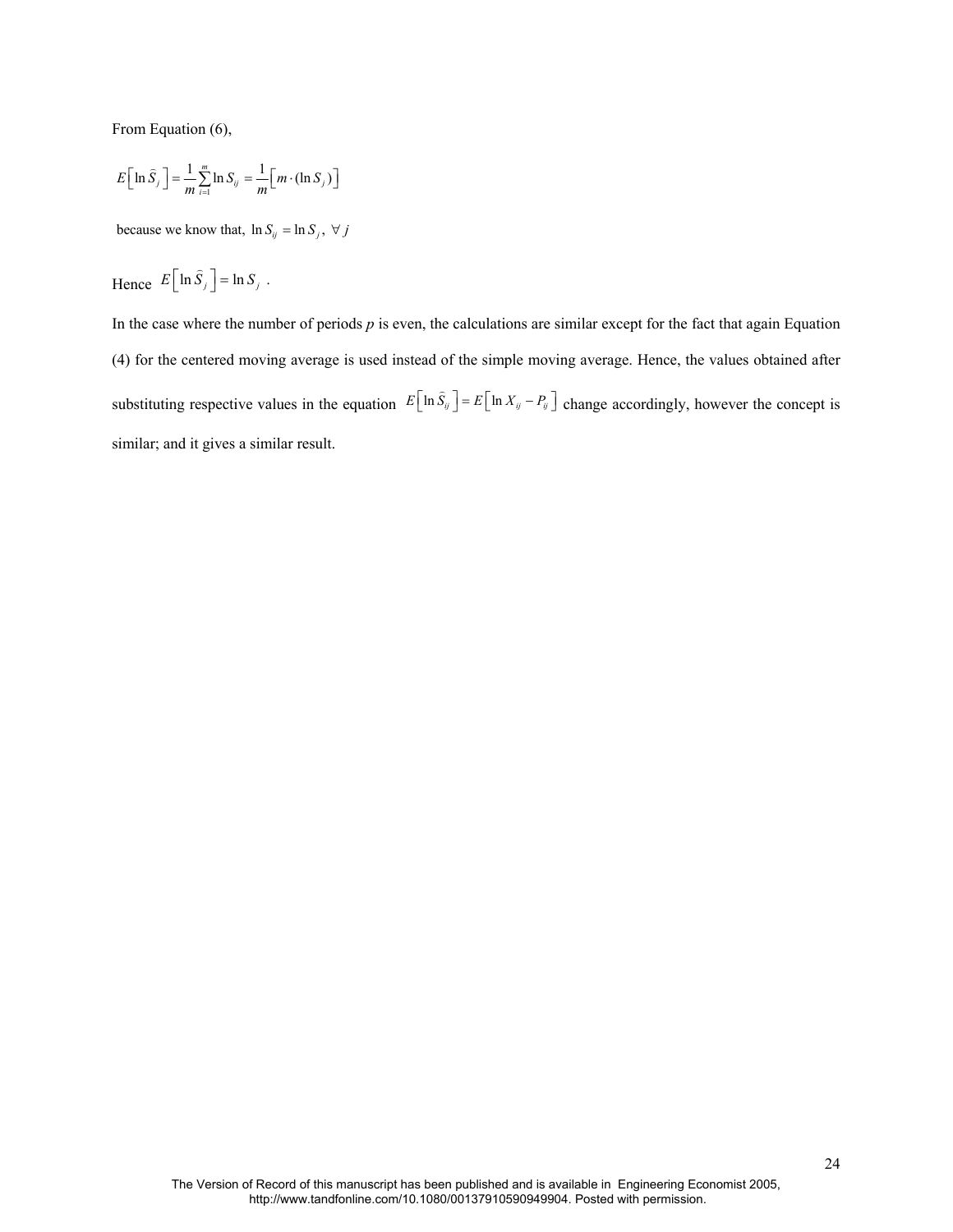From Equation (6),

$$E\left[\ln \widehat{S}_j\right] = \frac{1}{m}\sum_{i=1}^{m} \ln S_{ij} = \frac{1}{m}\left[m \cdot (\ln S_j)\right]$$

because we know that, $\ln S_{ij} = \ln S_j,\ \forall\, j$

Hence $E\left[\ln \widehat{S}_j\right] = \ln S_j$ .

In the case where the number of periods $p$ is even, the calculations are similar except for the fact that again Equation (4) for the centered moving average is used instead of the simple moving average. Hence, the values obtained after substituting respective values in the equation $E\left[\ln \widehat{S}_{ij}\right] = E\left[\ln X_{ij} - P_{ij}\right]$ change accordingly, however the concept is similar; and it gives a similar result.

The Version of Record of this manuscript has been published and is available in Engineering Economist 2005, http://www.tandfonline.com/10.1080/00137910590949904. Posted with permission.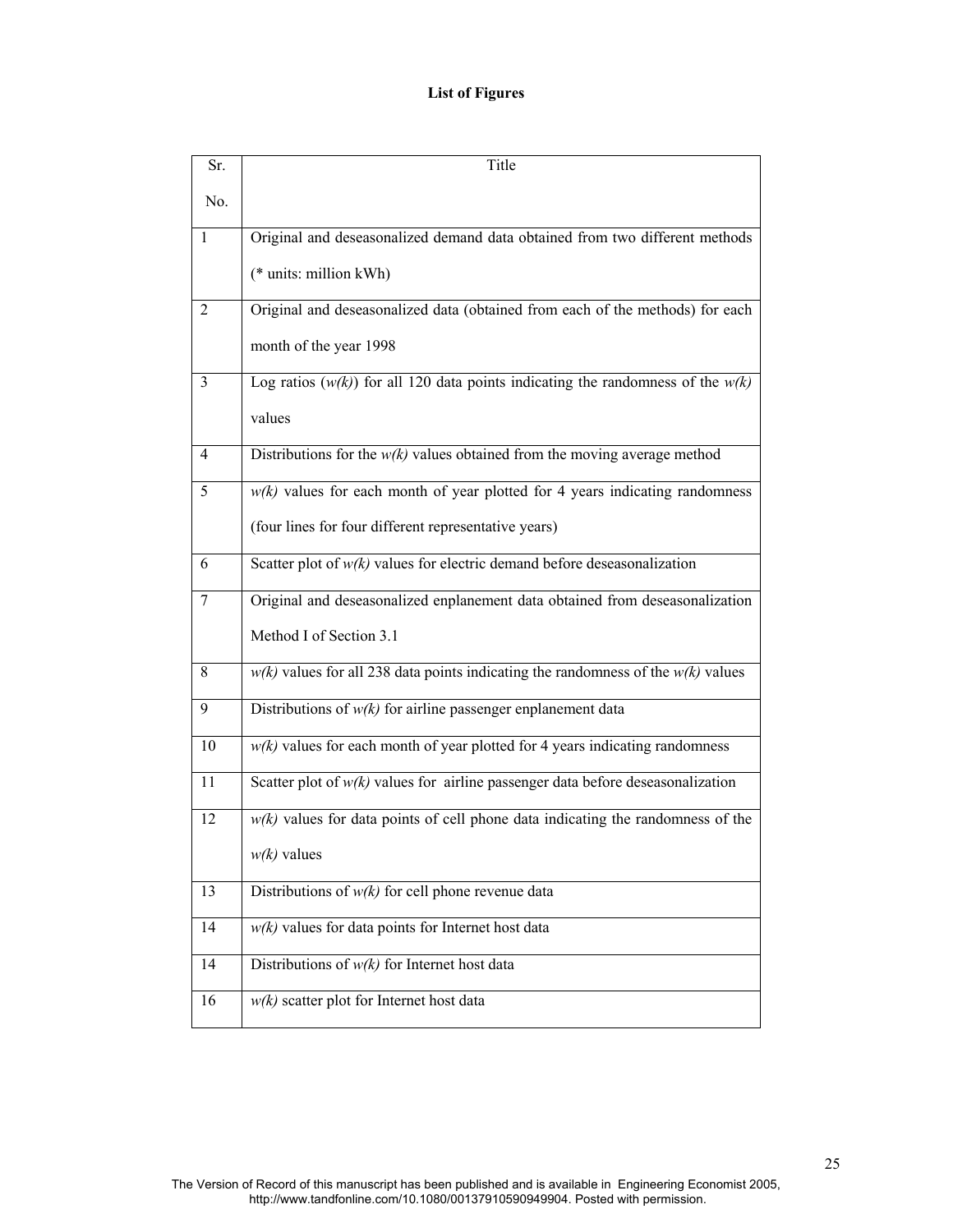**List of Figures**

| Sr. No. | Title |
| --- | --- |
| 1 | Original and deseasonalized demand data obtained from two different methods (* units: million kWh) |
| 2 | Original and deseasonalized data (obtained from each of the methods) for each month of the year 1998 |
| 3 | Log ratios (*w(k)*) for all 120 data points indicating the randomness of the *w(k)* values |
| 4 | Distributions for the *w(k)* values obtained from the moving average method |
| 5 | *w(k)* values for each month of year plotted for 4 years indicating randomness (four lines for four different representative years) |
| 6 | Scatter plot of *w(k)* values for electric demand before deseasonalization |
| 7 | Original and deseasonalized enplanement data obtained from deseasonalization Method I of Section 3.1 |
| 8 | *w(k)* values for all 238 data points indicating the randomness of the *w(k)* values |
| 9 | Distributions of *w(k)* for airline passenger enplanement data |
| 10 | *w(k)* values for each month of year plotted for 4 years indicating randomness |
| 11 | Scatter plot of *w(k)* values for airline passenger data before deseasonalization |
| 12 | *w(k)* values for data points of cell phone data indicating the randomness of the *w(k)* values |
| 13 | Distributions of *w(k)* for cell phone revenue data |
| 14 | *w(k)* values for data points for Internet host data |
| 14 | Distributions of *w(k)* for Internet host data |
| 16 | *w(k)* scatter plot for Internet host data |

The Version of Record of this manuscript has been published and is available in Engineering Economist 2005, http://www.tandfonline.com/10.1080/00137910590949904. Posted with permission.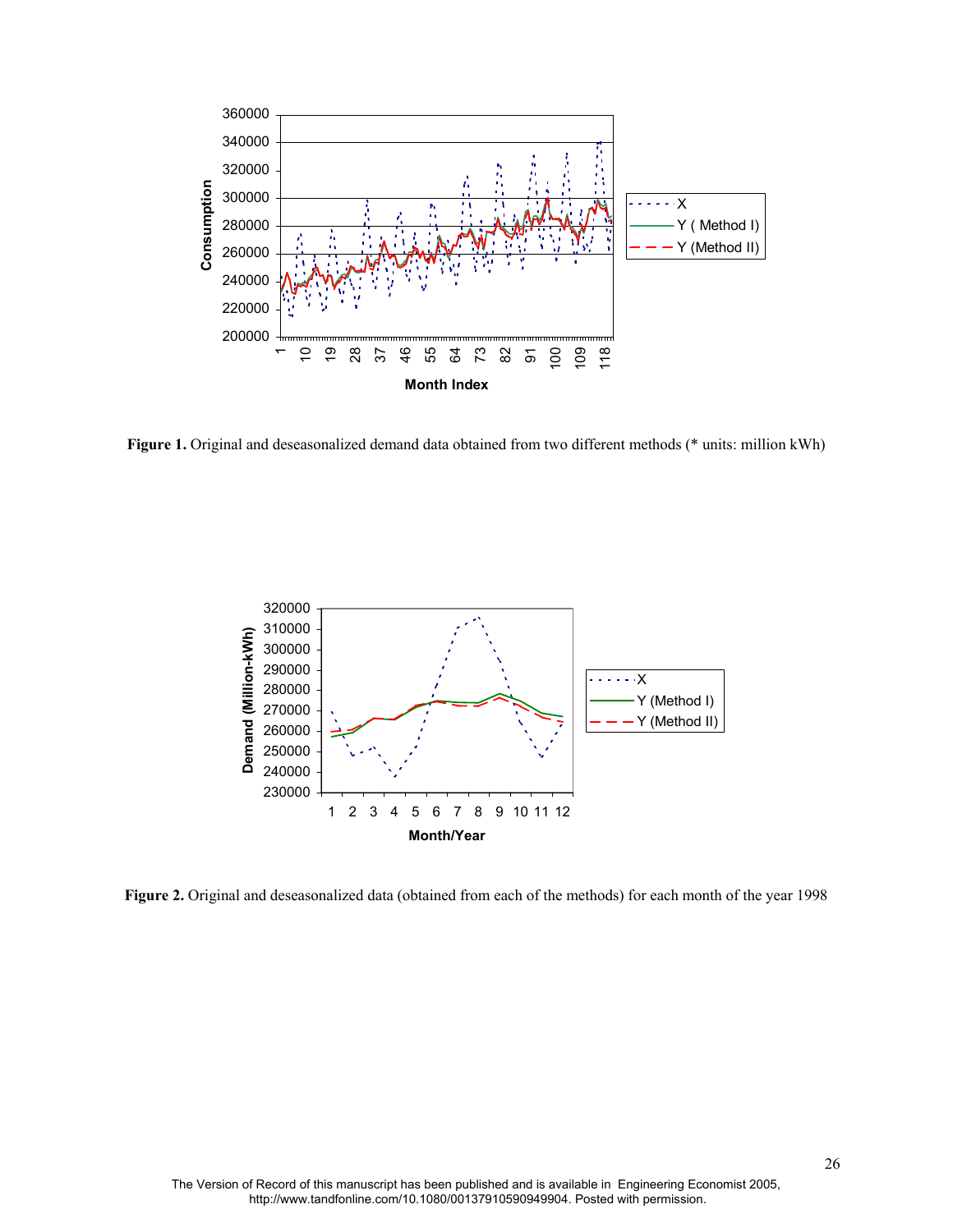**Figure 1.** Original and deseasonalized demand data obtained from two different methods (* units: million kWh)

**Figure 2.** Original and deseasonalized data (obtained from each of the methods) for each month of the year 1998

The Version of Record of this manuscript has been published and is available in Engineering Economist 2005, http://www.tandfonline.com/10.1080/00137910590949904. Posted with permission.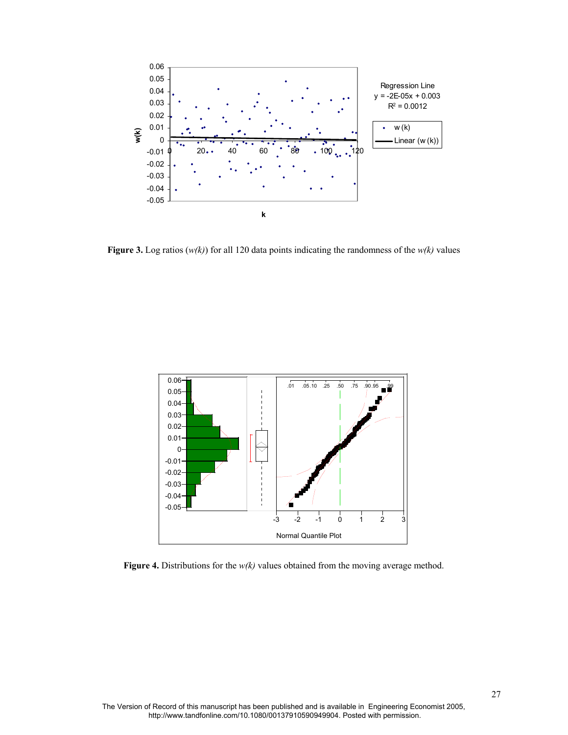**Figure 3.** Log ratios (*w(k)*) for all 120 data points indicating the randomness of the *w(k)* values

**Figure 4.** Distributions for the *w(k)* values obtained from the moving average method.

The Version of Record of this manuscript has been published and is available in Engineering Economist 2005, http://www.tandfonline.com/10.1080/00137910590949904. Posted with permission.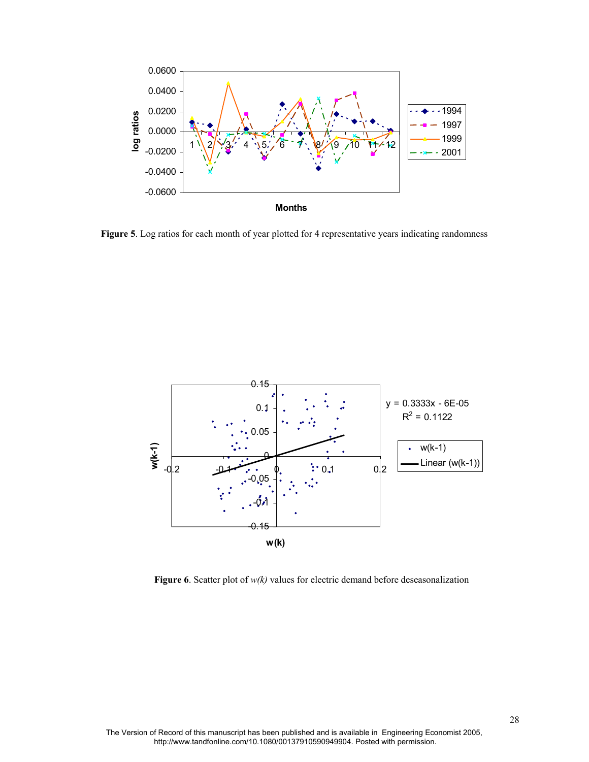**Figure 5**. Log ratios for each month of year plotted for 4 representative years indicating randomness

**Figure 6**. Scatter plot of *w(k)* values for electric demand before deseasonalization

The Version of Record of this manuscript has been published and is available in Engineering Economist 2005, http://www.tandfonline.com/10.1080/00137910590949904. Posted with permission.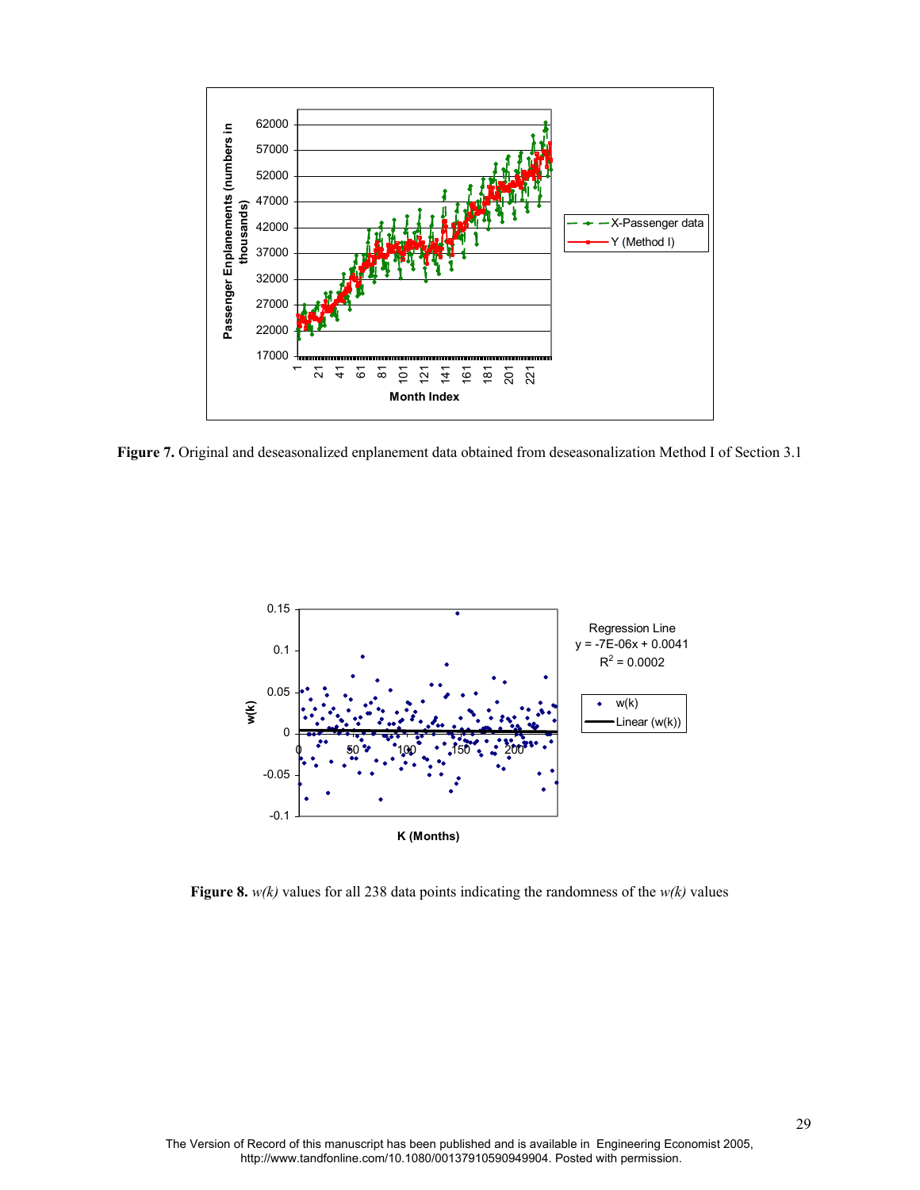**Figure 7.** Original and deseasonalized enplanement data obtained from deseasonalization Method I of Section 3.1

**Figure 8.** *w(k)* values for all 238 data points indicating the randomness of the *w(k)* values

The Version of Record of this manuscript has been published and is available in Engineering Economist 2005, http://www.tandfonline.com/10.1080/00137910590949904. Posted with permission.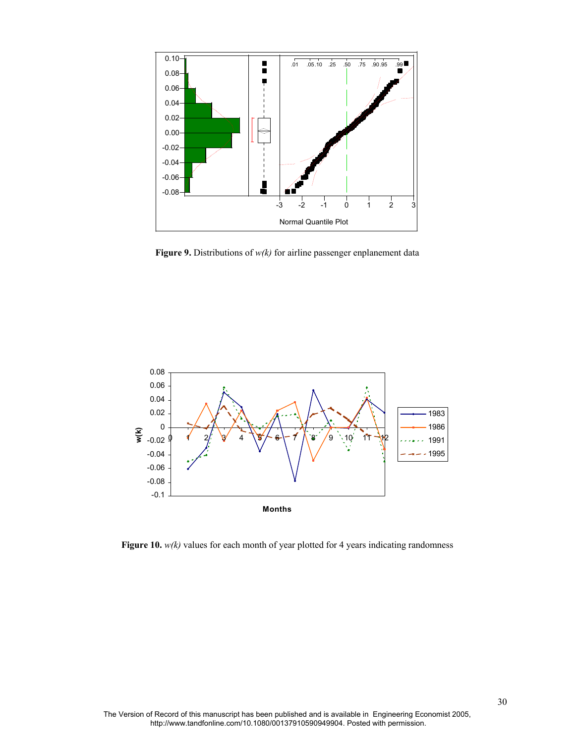**Figure 9.** Distributions of *w(k)* for airline passenger enplanement data

**Figure 10.** *w(k)* values for each month of year plotted for 4 years indicating randomness

The Version of Record of this manuscript has been published and is available in Engineering Economist 2005, http://www.tandfonline.com/10.1080/00137910590949904. Posted with permission.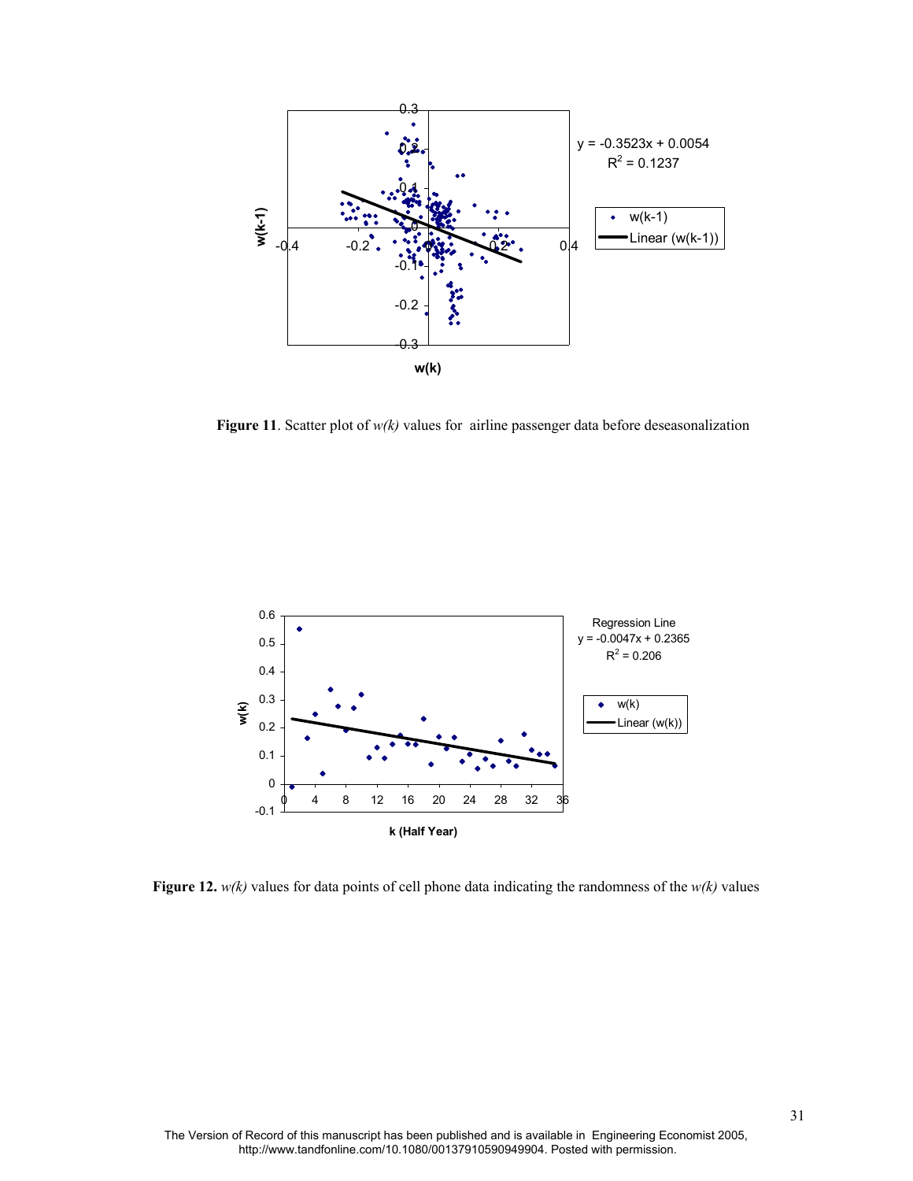**Figure 11**. Scatter plot of *w(k)* values for airline passenger data before deseasonalization

**Figure 12.** *w(k)* values for data points of cell phone data indicating the randomness of the *w(k)* values

The Version of Record of this manuscript has been published and is available in Engineering Economist 2005, http://www.tandfonline.com/10.1080/00137910590949904. Posted with permission.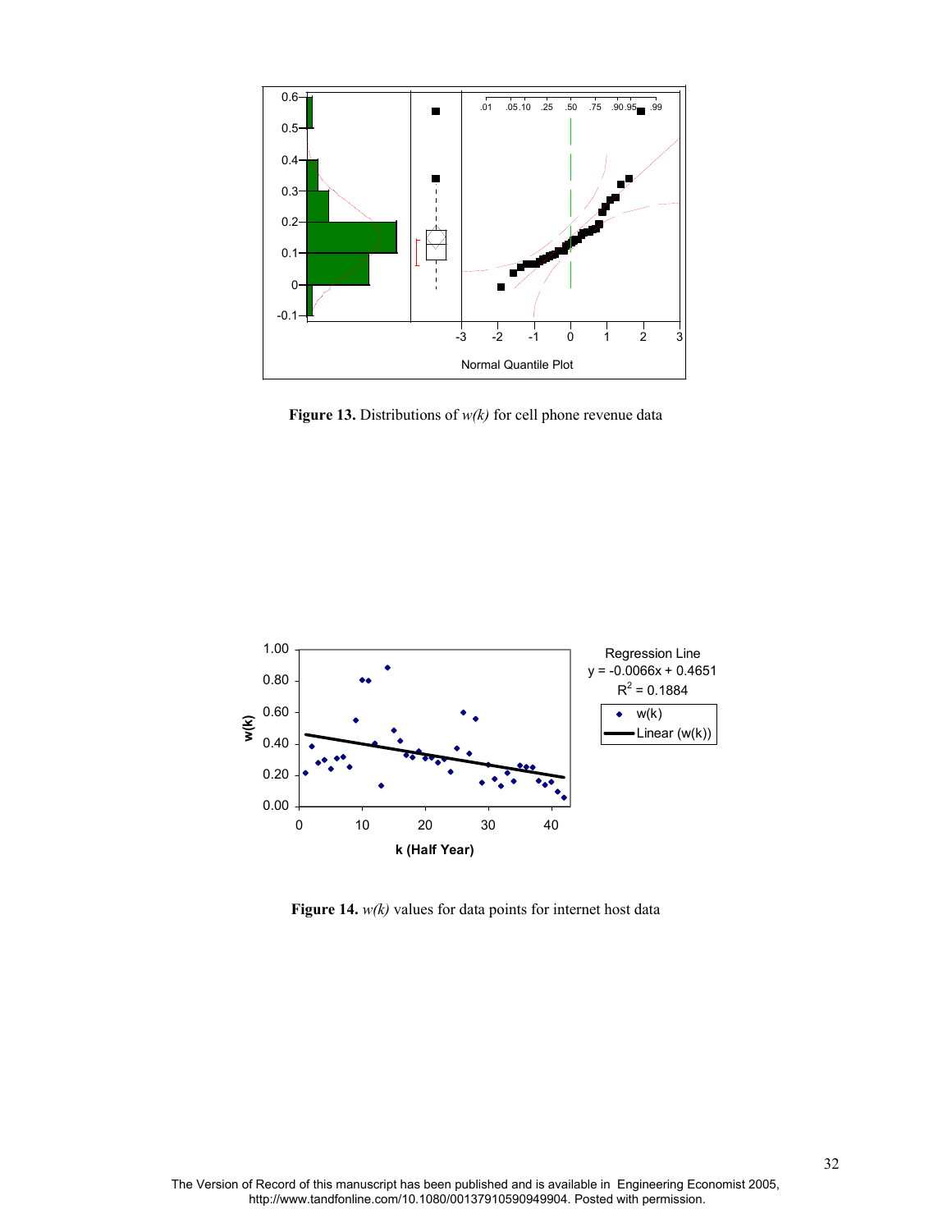**Figure 13.** Distributions of *w(k)* for cell phone revenue data

**Figure 14.** *w(k)* values for data points for internet host data

The Version of Record of this manuscript has been published and is available in Engineering Economist 2005, http://www.tandfonline.com/10.1080/00137910590949904. Posted with permission.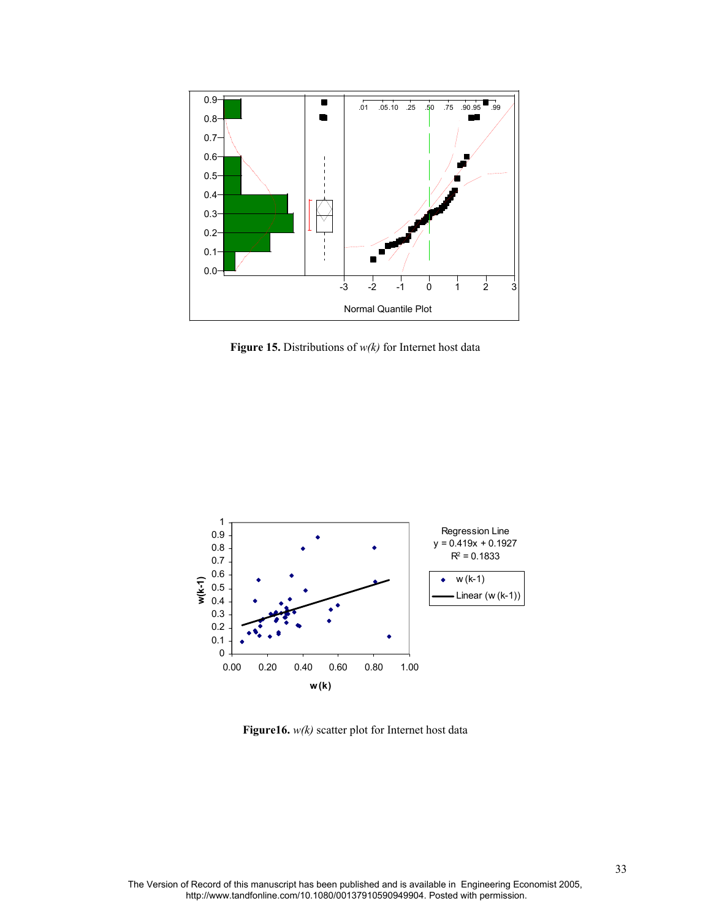**Figure 15.** Distributions of *w(k)* for Internet host data

**Figure16.** *w(k)* scatter plot for Internet host data

The Version of Record of this manuscript has been published and is available in Engineering Economist 2005, http://www.tandfonline.com/10.1080/00137910590949904. Posted with permission.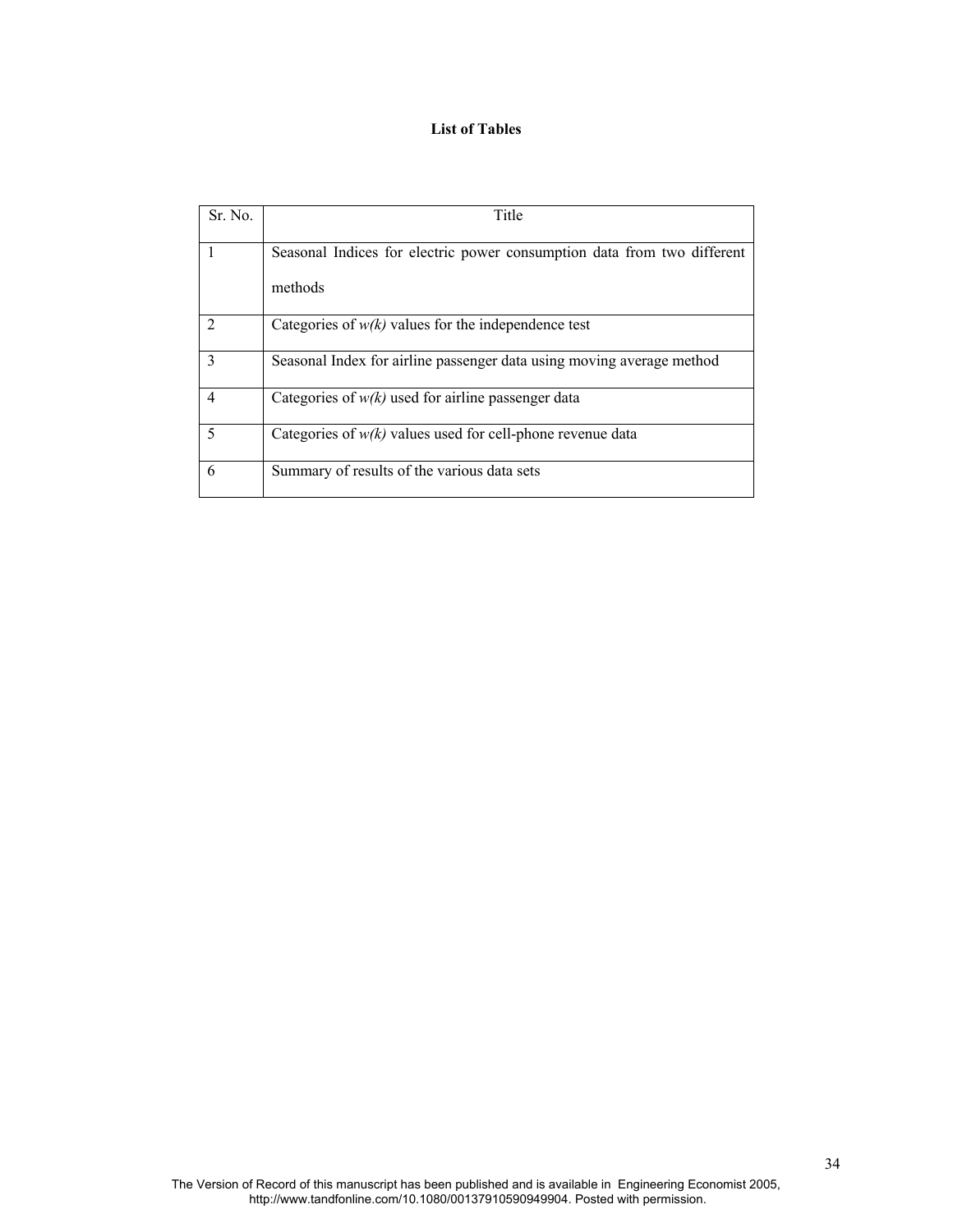**List of Tables**

| Sr. No. | Title |
|---|---|
| 1 | Seasonal Indices for electric power consumption data from two different methods |
| 2 | Categories of *w(k)* values for the independence test |
| 3 | Seasonal Index for airline passenger data using moving average method |
| 4 | Categories of *w(k)* used for airline passenger data |
| 5 | Categories of *w(k)* values used for cell-phone revenue data |
| 6 | Summary of results of the various data sets |

The Version of Record of this manuscript has been published and is available in Engineering Economist 2005, http://www.tandfonline.com/10.1080/00137910590949904. Posted with permission.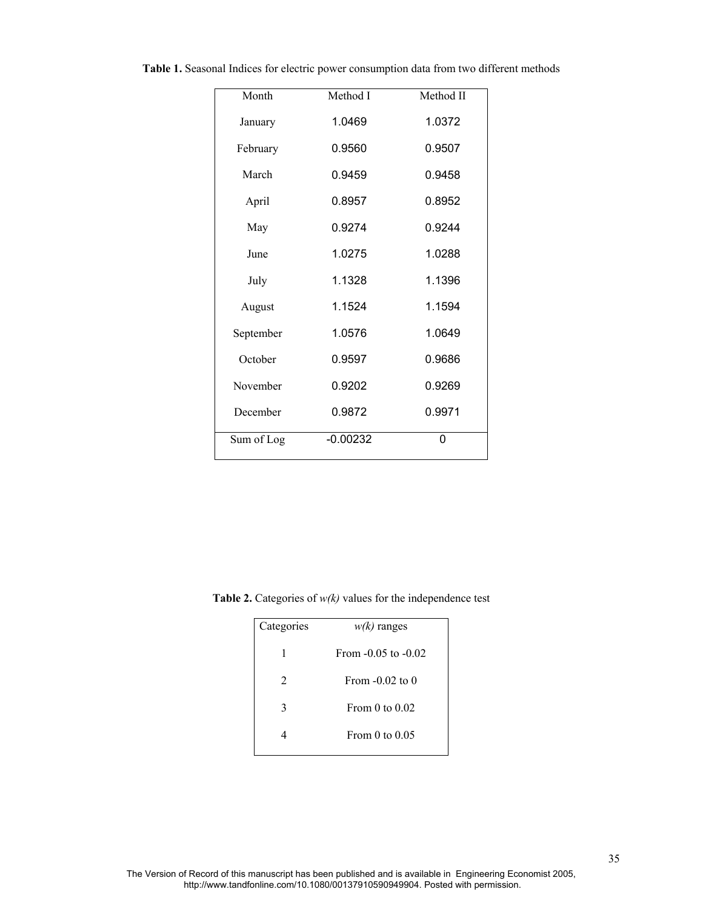**Table 1.** Seasonal Indices for electric power consumption data from two different methods

| Month | Method I | Method II |
|---|---|---|
| January | 1.0469 | 1.0372 |
| February | 0.9560 | 0.9507 |
| March | 0.9459 | 0.9458 |
| April | 0.8957 | 0.8952 |
| May | 0.9274 | 0.9244 |
| June | 1.0275 | 1.0288 |
| July | 1.1328 | 1.1396 |
| August | 1.1524 | 1.1594 |
| September | 1.0576 | 1.0649 |
| October | 0.9597 | 0.9686 |
| November | 0.9202 | 0.9269 |
| December | 0.9872 | 0.9971 |
| Sum of Log | -0.00232 | 0 |

**Table 2.** Categories of *w(k)* values for the independence test

| Categories | *w(k)* ranges |
|---|---|
| 1 | From -0.05 to -0.02 |
| 2 | From -0.02 to 0 |
| 3 | From 0 to 0.02 |
| 4 | From 0 to 0.05 |

The Version of Record of this manuscript has been published and is available in Engineering Economist 2005, http://www.tandfonline.com/10.1080/00137910590949904. Posted with permission.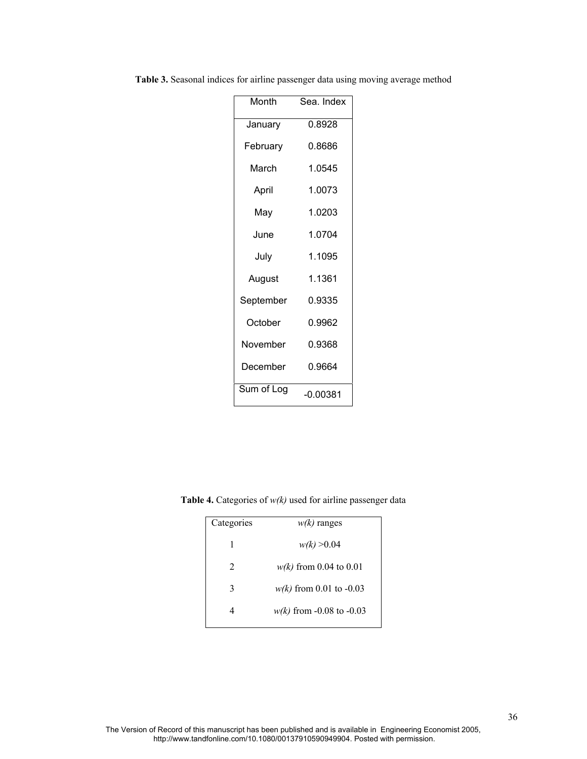**Table 3.** Seasonal indices for airline passenger data using moving average method

| Month | Sea. Index |
|---|---|
| January | 0.8928 |
| February | 0.8686 |
| March | 1.0545 |
| April | 1.0073 |
| May | 1.0203 |
| June | 1.0704 |
| July | 1.1095 |
| August | 1.1361 |
| September | 0.9335 |
| October | 0.9962 |
| November | 0.9368 |
| December | 0.9664 |
| Sum of Log | -0.00381 |

**Table 4.** Categories of *w(k)* used for airline passenger data

| Categories | *w(k)* ranges |
|---|---|
| 1 | *w(k)* >0.04 |
| 2 | *w(k)* from 0.04 to 0.01 |
| 3 | *w(k)* from 0.01 to -0.03 |
| 4 | *w(k)* from -0.08 to -0.03 |

The Version of Record of this manuscript has been published and is available in Engineering Economist 2005, http://www.tandfonline.com/10.1080/00137910590949904. Posted with permission.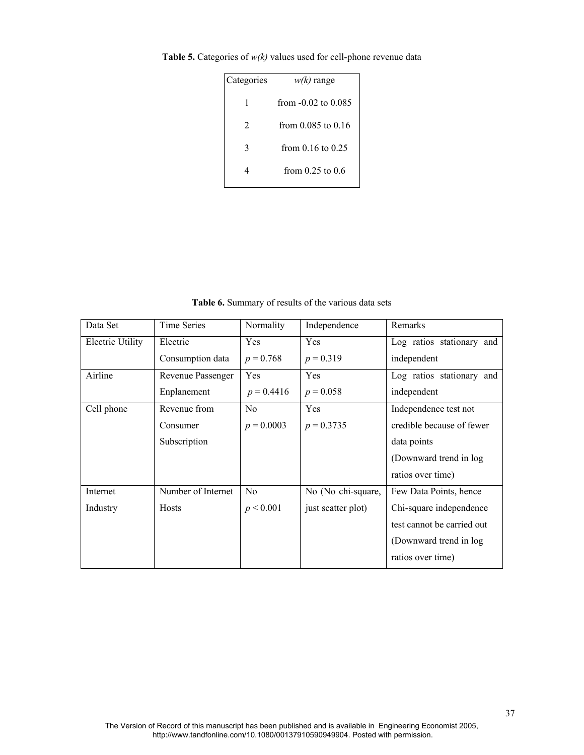**Table 5.** Categories of *w(k)* values used for cell-phone revenue data

| Categories | *w(k)* range |
|---|---|
| 1 | from -0.02 to 0.085 |
| 2 | from 0.085 to 0.16 |
| 3 | from 0.16 to 0.25 |
| 4 | from 0.25 to 0.6 |

**Table 6.** Summary of results of the various data sets

| Data Set | Time Series | Normality | Independence | Remarks |
|---|---|---|---|---|
| Electric Utility | Electric Consumption data | Yes $p = 0.768$ | Yes $p = 0.319$ | Log ratios stationary and independent |
| Airline | Revenue Passenger Enplanement | Yes $p = 0.4416$ | Yes $p = 0.058$ | Log ratios stationary and independent |
| Cell phone | Revenue from Consumer Subscription | No $p = 0.0003$ | Yes $p = 0.3735$ | Independence test not credible because of fewer data points (Downward trend in log ratios over time) |
| Internet Industry | Number of Internet Hosts | No $p < 0.001$ | No (No chi-square, just scatter plot) | Few Data Points, hence Chi-square independence test cannot be carried out (Downward trend in log ratios over time) |

The Version of Record of this manuscript has been published and is available in Engineering Economist 2005, http://www.tandfonline.com/10.1080/00137910590949904. Posted with permission.